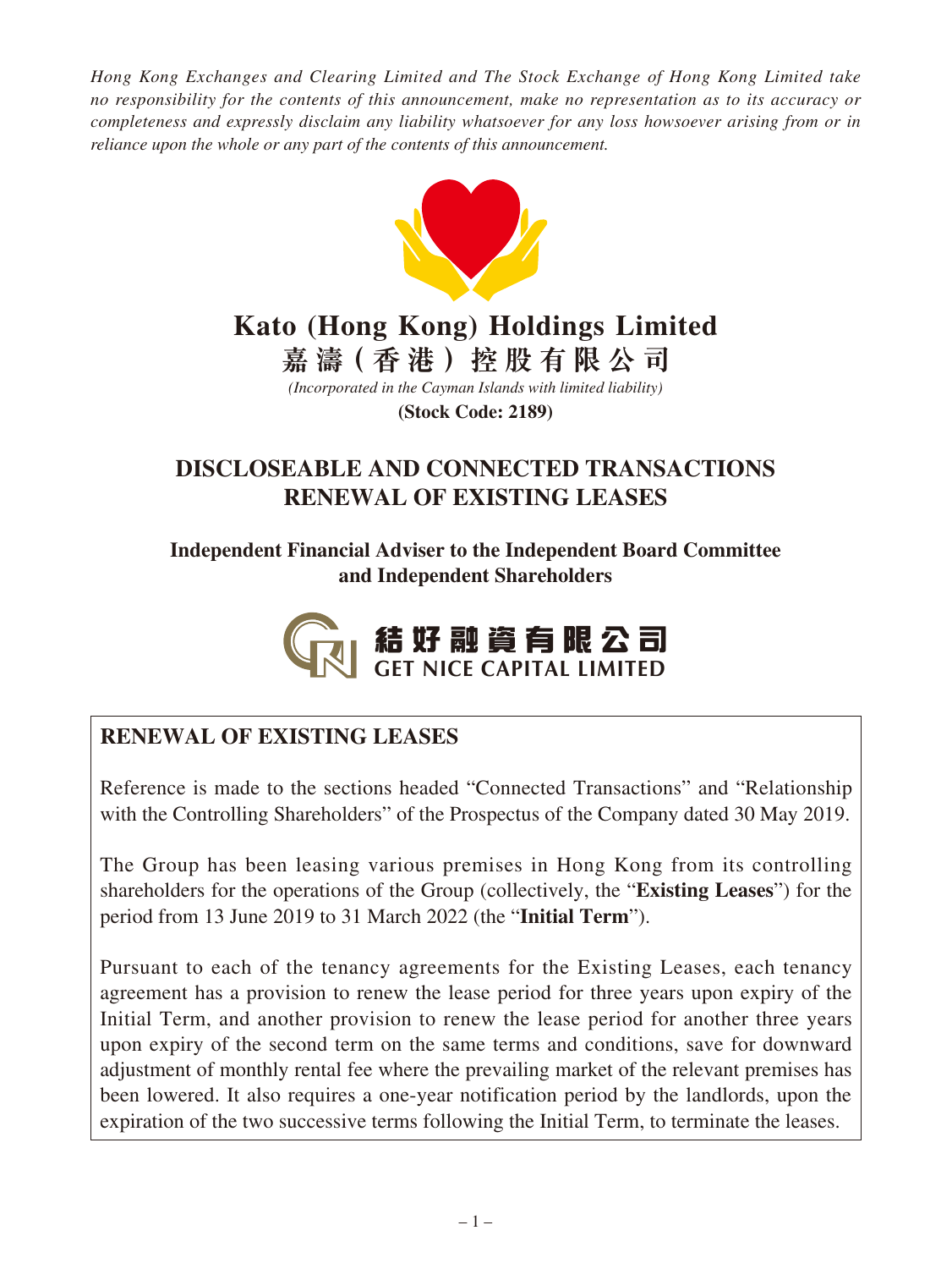*Hong Kong Exchanges and Clearing Limited and The Stock Exchange of Hong Kong Limited take no responsibility for the contents of this announcement, make no representation as to its accuracy or completeness and expressly disclaim any liability whatsoever for any loss howsoever arising from or in reliance upon the whole or any part of the contents of this announcement.*

# Kato (Hong Kong) Holdings Limited
# 嘉濤(香港)控股有限公司

*(Incorporated in the Cayman Islands with limited liability)*

**(Stock Code: 2189)**

## DISCLOSEABLE AND CONNECTED TRANSACTIONS RENEWAL OF EXISTING LEASES

**Independent Financial Adviser to the Independent Board Committee and Independent Shareholders**

結好融資有限公司
GET NICE CAPITAL LIMITED

### RENEWAL OF EXISTING LEASES

Reference is made to the sections headed "Connected Transactions" and "Relationship with the Controlling Shareholders" of the Prospectus of the Company dated 30 May 2019.

The Group has been leasing various premises in Hong Kong from its controlling shareholders for the operations of the Group (collectively, the "**Existing Leases**") for the period from 13 June 2019 to 31 March 2022 (the "**Initial Term**").

Pursuant to each of the tenancy agreements for the Existing Leases, each tenancy agreement has a provision to renew the lease period for three years upon expiry of the Initial Term, and another provision to renew the lease period for another three years upon expiry of the second term on the same terms and conditions, save for downward adjustment of monthly rental fee where the prevailing market of the relevant premises has been lowered. It also requires a one-year notification period by the landlords, upon the expiration of the two successive terms following the Initial Term, to terminate the leases.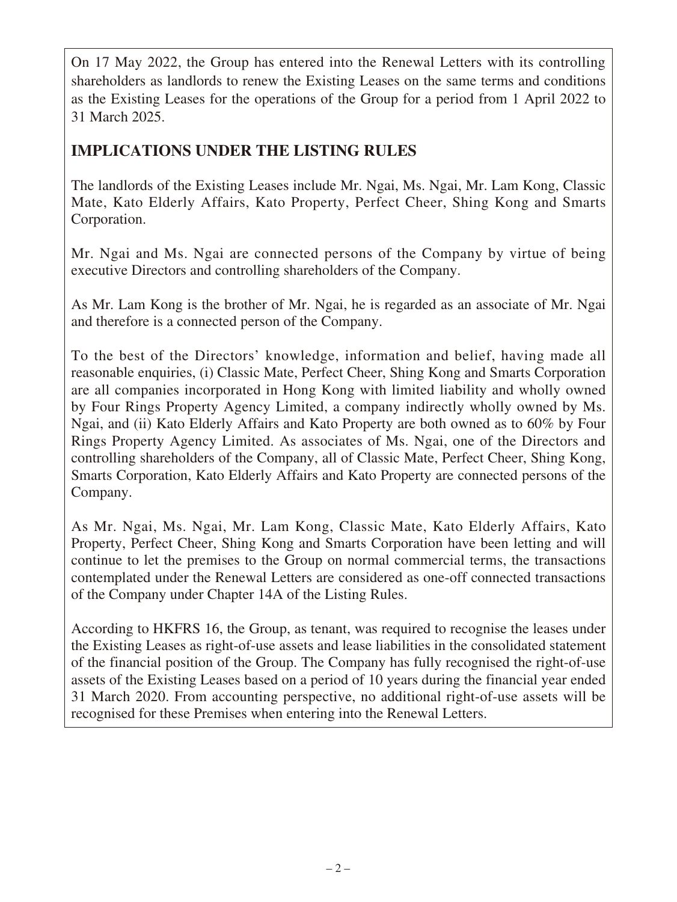On 17 May 2022, the Group has entered into the Renewal Letters with its controlling shareholders as landlords to renew the Existing Leases on the same terms and conditions as the Existing Leases for the operations of the Group for a period from 1 April 2022 to 31 March 2025.

## IMPLICATIONS UNDER THE LISTING RULES

The landlords of the Existing Leases include Mr. Ngai, Ms. Ngai, Mr. Lam Kong, Classic Mate, Kato Elderly Affairs, Kato Property, Perfect Cheer, Shing Kong and Smarts Corporation.

Mr. Ngai and Ms. Ngai are connected persons of the Company by virtue of being executive Directors and controlling shareholders of the Company.

As Mr. Lam Kong is the brother of Mr. Ngai, he is regarded as an associate of Mr. Ngai and therefore is a connected person of the Company.

To the best of the Directors' knowledge, information and belief, having made all reasonable enquiries, (i) Classic Mate, Perfect Cheer, Shing Kong and Smarts Corporation are all companies incorporated in Hong Kong with limited liability and wholly owned by Four Rings Property Agency Limited, a company indirectly wholly owned by Ms. Ngai, and (ii) Kato Elderly Affairs and Kato Property are both owned as to 60% by Four Rings Property Agency Limited. As associates of Ms. Ngai, one of the Directors and controlling shareholders of the Company, all of Classic Mate, Perfect Cheer, Shing Kong, Smarts Corporation, Kato Elderly Affairs and Kato Property are connected persons of the Company.

As Mr. Ngai, Ms. Ngai, Mr. Lam Kong, Classic Mate, Kato Elderly Affairs, Kato Property, Perfect Cheer, Shing Kong and Smarts Corporation have been letting and will continue to let the premises to the Group on normal commercial terms, the transactions contemplated under the Renewal Letters are considered as one-off connected transactions of the Company under Chapter 14A of the Listing Rules.

According to HKFRS 16, the Group, as tenant, was required to recognise the leases under the Existing Leases as right-of-use assets and lease liabilities in the consolidated statement of the financial position of the Group. The Company has fully recognised the right-of-use assets of the Existing Leases based on a period of 10 years during the financial year ended 31 March 2020. From accounting perspective, no additional right-of-use assets will be recognised for these Premises when entering into the Renewal Letters.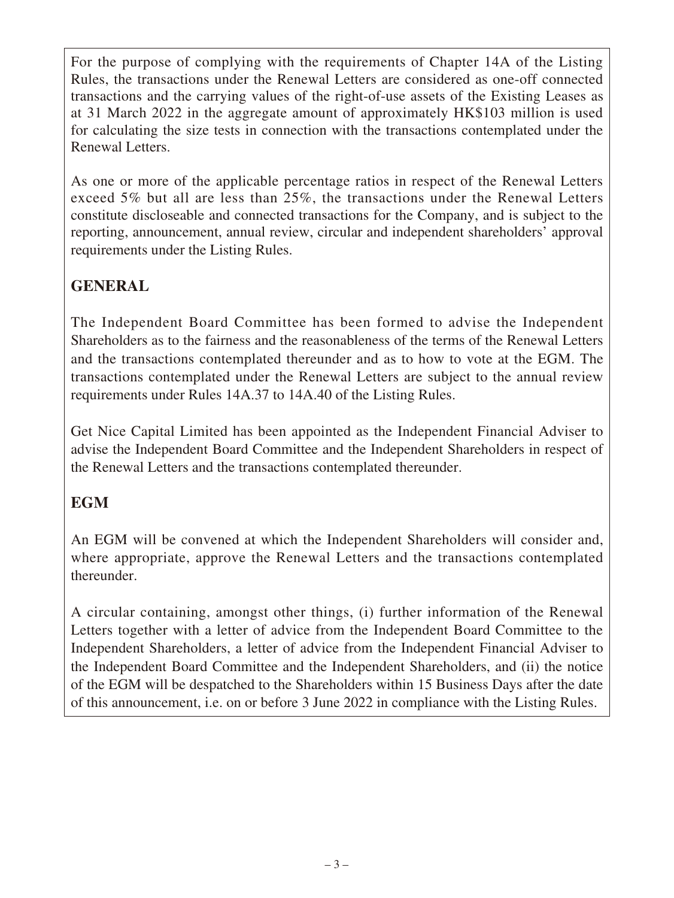For the purpose of complying with the requirements of Chapter 14A of the Listing Rules, the transactions under the Renewal Letters are considered as one-off connected transactions and the carrying values of the right-of-use assets of the Existing Leases as at 31 March 2022 in the aggregate amount of approximately HK$103 million is used for calculating the size tests in connection with the transactions contemplated under the Renewal Letters.

As one or more of the applicable percentage ratios in respect of the Renewal Letters exceed 5% but all are less than 25%, the transactions under the Renewal Letters constitute discloseable and connected transactions for the Company, and is subject to the reporting, announcement, annual review, circular and independent shareholders' approval requirements under the Listing Rules.

## GENERAL

The Independent Board Committee has been formed to advise the Independent Shareholders as to the fairness and the reasonableness of the terms of the Renewal Letters and the transactions contemplated thereunder and as to how to vote at the EGM. The transactions contemplated under the Renewal Letters are subject to the annual review requirements under Rules 14A.37 to 14A.40 of the Listing Rules.

Get Nice Capital Limited has been appointed as the Independent Financial Adviser to advise the Independent Board Committee and the Independent Shareholders in respect of the Renewal Letters and the transactions contemplated thereunder.

## EGM

An EGM will be convened at which the Independent Shareholders will consider and, where appropriate, approve the Renewal Letters and the transactions contemplated thereunder.

A circular containing, amongst other things, (i) further information of the Renewal Letters together with a letter of advice from the Independent Board Committee to the Independent Shareholders, a letter of advice from the Independent Financial Adviser to the Independent Board Committee and the Independent Shareholders, and (ii) the notice of the EGM will be despatched to the Shareholders within 15 Business Days after the date of this announcement, i.e. on or before 3 June 2022 in compliance with the Listing Rules.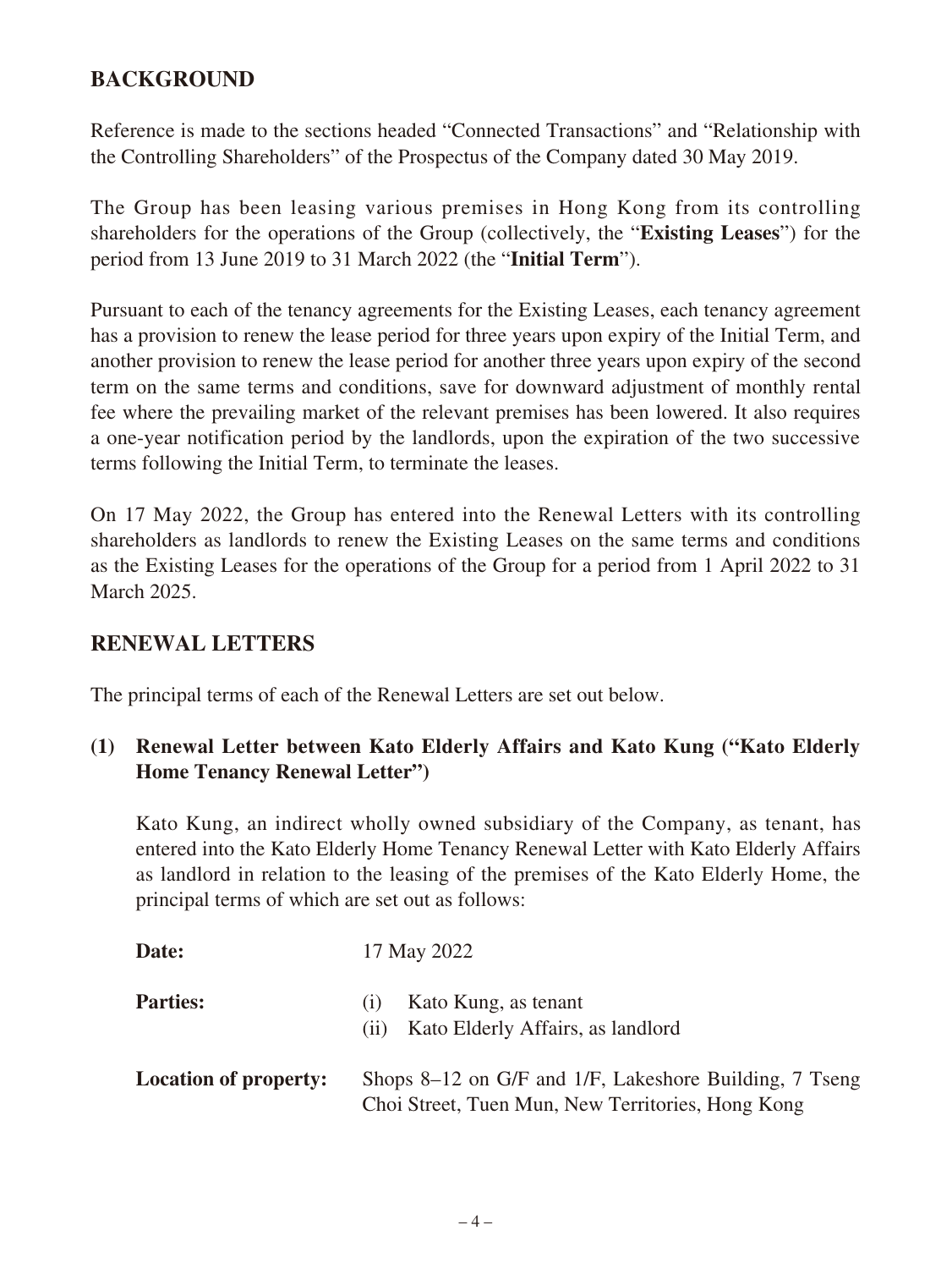## BACKGROUND

Reference is made to the sections headed "Connected Transactions" and "Relationship with the Controlling Shareholders" of the Prospectus of the Company dated 30 May 2019.

The Group has been leasing various premises in Hong Kong from its controlling shareholders for the operations of the Group (collectively, the "**Existing Leases**") for the period from 13 June 2019 to 31 March 2022 (the "**Initial Term**").

Pursuant to each of the tenancy agreements for the Existing Leases, each tenancy agreement has a provision to renew the lease period for three years upon expiry of the Initial Term, and another provision to renew the lease period for another three years upon expiry of the second term on the same terms and conditions, save for downward adjustment of monthly rental fee where the prevailing market of the relevant premises has been lowered. It also requires a one-year notification period by the landlords, upon the expiration of the two successive terms following the Initial Term, to terminate the leases.

On 17 May 2022, the Group has entered into the Renewal Letters with its controlling shareholders as landlords to renew the Existing Leases on the same terms and conditions as the Existing Leases for the operations of the Group for a period from 1 April 2022 to 31 March 2025.

## RENEWAL LETTERS

The principal terms of each of the Renewal Letters are set out below.

### (1) Renewal Letter between Kato Elderly Affairs and Kato Kung ("Kato Elderly Home Tenancy Renewal Letter")

Kato Kung, an indirect wholly owned subsidiary of the Company, as tenant, has entered into the Kato Elderly Home Tenancy Renewal Letter with Kato Elderly Affairs as landlord in relation to the leasing of the premises of the Kato Elderly Home, the principal terms of which are set out as follows:

**Date:** 17 May 2022

**Parties:**
(i) Kato Kung, as tenant
(ii) Kato Elderly Affairs, as landlord

**Location of property:** Shops 8–12 on G/F and 1/F, Lakeshore Building, 7 Tseng Choi Street, Tuen Mun, New Territories, Hong Kong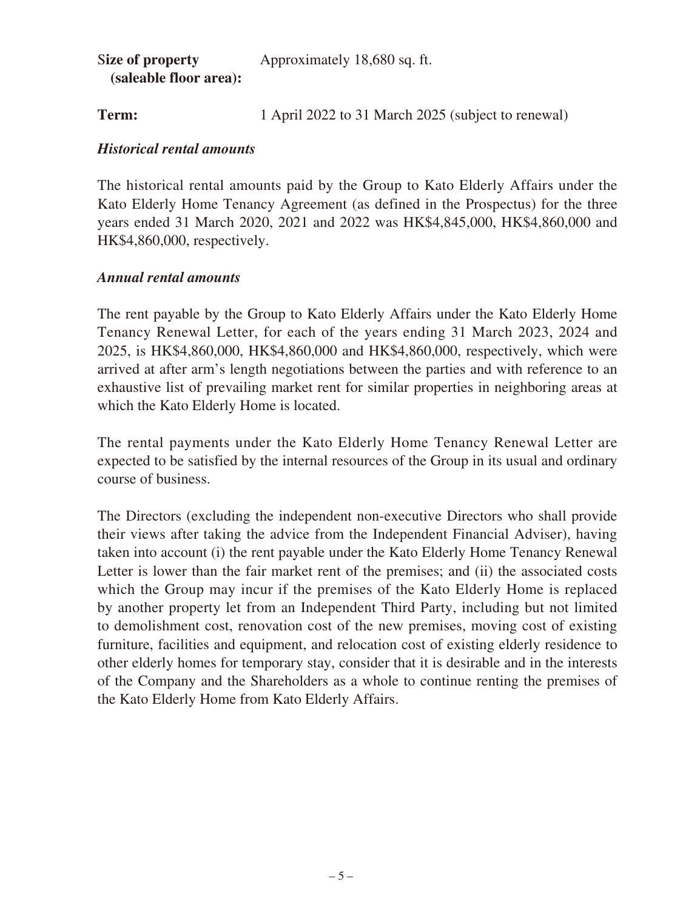**Size of property (saleable floor area):** Approximately 18,680 sq. ft.

**Term:** 1 April 2022 to 31 March 2025 (subject to renewal)

***Historical rental amounts***

The historical rental amounts paid by the Group to Kato Elderly Affairs under the Kato Elderly Home Tenancy Agreement (as defined in the Prospectus) for the three years ended 31 March 2020, 2021 and 2022 was HK$4,845,000, HK$4,860,000 and HK$4,860,000, respectively.

***Annual rental amounts***

The rent payable by the Group to Kato Elderly Affairs under the Kato Elderly Home Tenancy Renewal Letter, for each of the years ending 31 March 2023, 2024 and 2025, is HK$4,860,000, HK$4,860,000 and HK$4,860,000, respectively, which were arrived at after arm's length negotiations between the parties and with reference to an exhaustive list of prevailing market rent for similar properties in neighboring areas at which the Kato Elderly Home is located.

The rental payments under the Kato Elderly Home Tenancy Renewal Letter are expected to be satisfied by the internal resources of the Group in its usual and ordinary course of business.

The Directors (excluding the independent non-executive Directors who shall provide their views after taking the advice from the Independent Financial Adviser), having taken into account (i) the rent payable under the Kato Elderly Home Tenancy Renewal Letter is lower than the fair market rent of the premises; and (ii) the associated costs which the Group may incur if the premises of the Kato Elderly Home is replaced by another property let from an Independent Third Party, including but not limited to demolishment cost, renovation cost of the new premises, moving cost of existing furniture, facilities and equipment, and relocation cost of existing elderly residence to other elderly homes for temporary stay, consider that it is desirable and in the interests of the Company and the Shareholders as a whole to continue renting the premises of the Kato Elderly Home from Kato Elderly Affairs.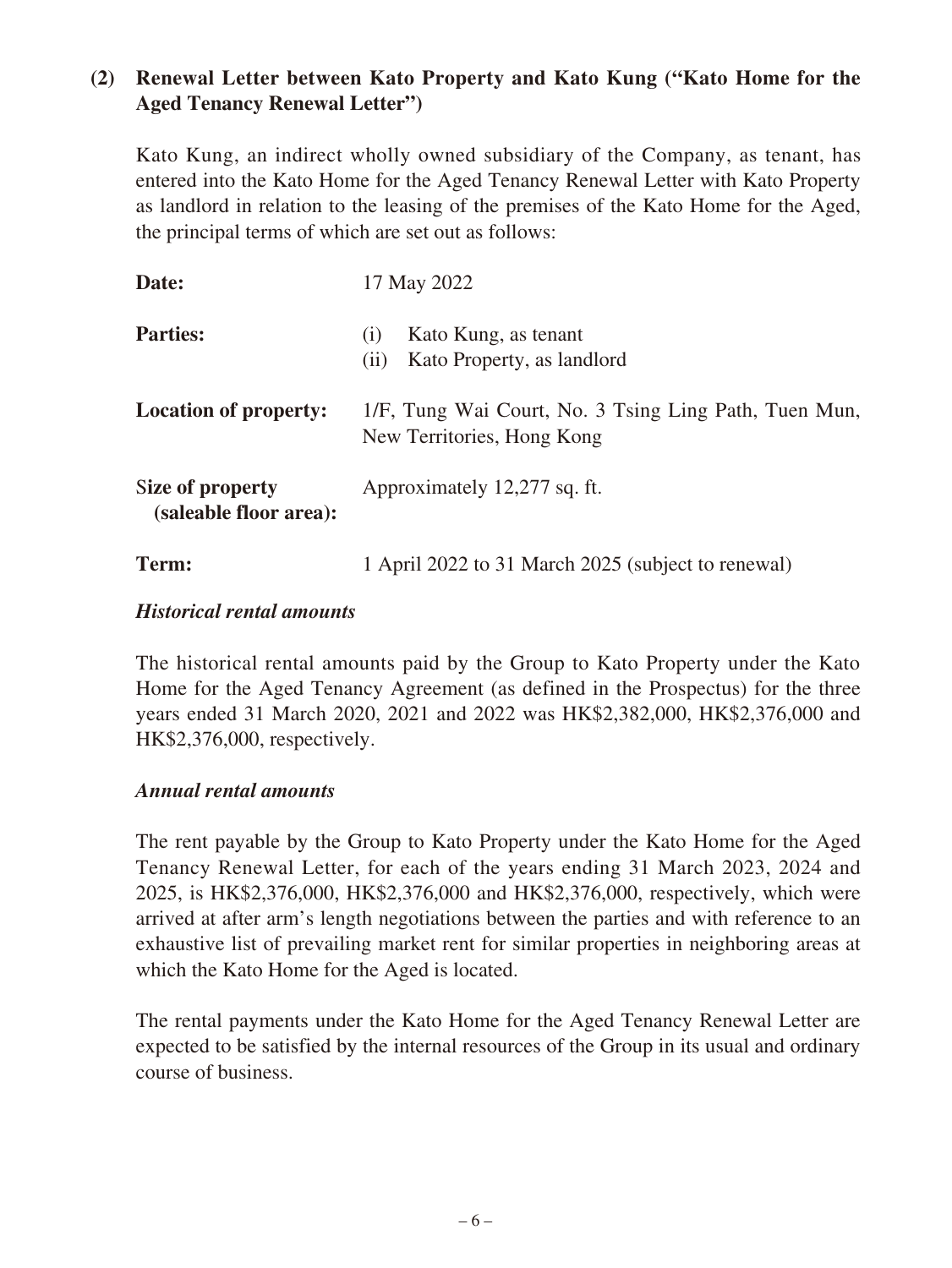**(2) Renewal Letter between Kato Property and Kato Kung ("Kato Home for the Aged Tenancy Renewal Letter")**

Kato Kung, an indirect wholly owned subsidiary of the Company, as tenant, has entered into the Kato Home for the Aged Tenancy Renewal Letter with Kato Property as landlord in relation to the leasing of the premises of the Kato Home for the Aged, the principal terms of which are set out as follows:

| | |
|---|---|
| **Date:** | 17 May 2022 |
| **Parties:** | (i) Kato Kung, as tenant<br>(ii) Kato Property, as landlord |
| **Location of property:** | 1/F, Tung Wai Court, No. 3 Tsing Ling Path, Tuen Mun, New Territories, Hong Kong |
| **Size of property (saleable floor area):** | Approximately 12,277 sq. ft. |
| **Term:** | 1 April 2022 to 31 March 2025 (subject to renewal) |

***Historical rental amounts***

The historical rental amounts paid by the Group to Kato Property under the Kato Home for the Aged Tenancy Agreement (as defined in the Prospectus) for the three years ended 31 March 2020, 2021 and 2022 was HK$2,382,000, HK$2,376,000 and HK$2,376,000, respectively.

***Annual rental amounts***

The rent payable by the Group to Kato Property under the Kato Home for the Aged Tenancy Renewal Letter, for each of the years ending 31 March 2023, 2024 and 2025, is HK$2,376,000, HK$2,376,000 and HK$2,376,000, respectively, which were arrived at after arm's length negotiations between the parties and with reference to an exhaustive list of prevailing market rent for similar properties in neighboring areas at which the Kato Home for the Aged is located.

The rental payments under the Kato Home for the Aged Tenancy Renewal Letter are expected to be satisfied by the internal resources of the Group in its usual and ordinary course of business.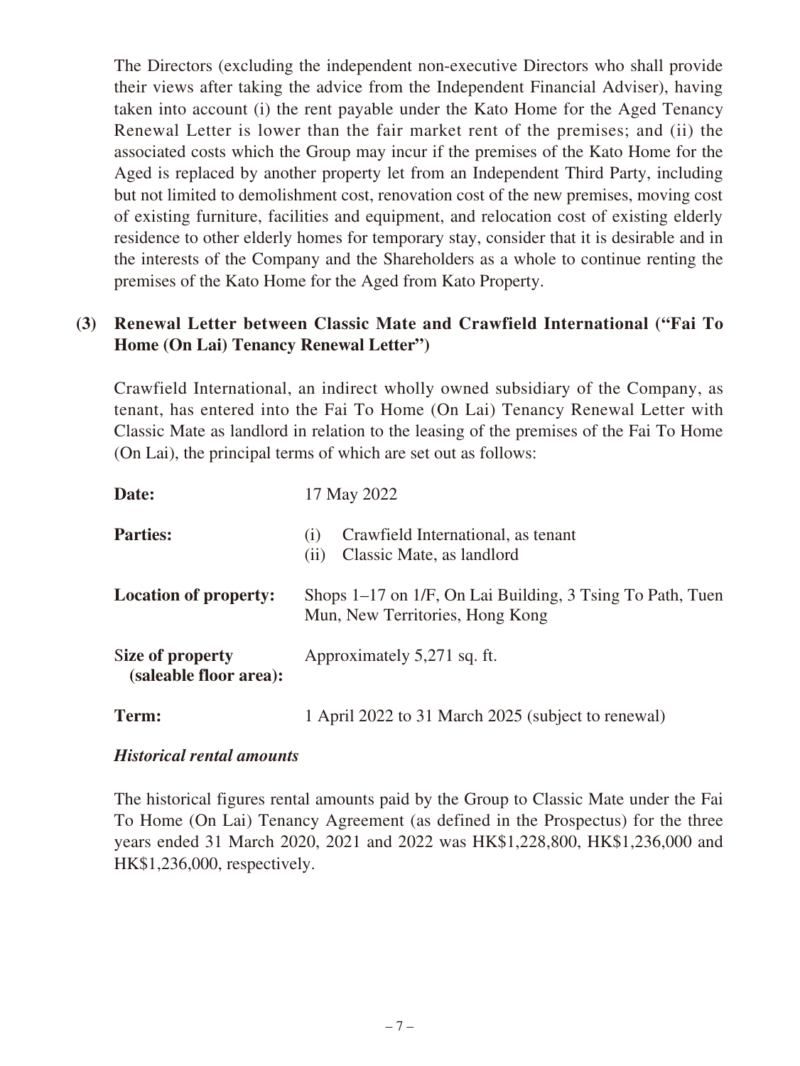The Directors (excluding the independent non-executive Directors who shall provide their views after taking the advice from the Independent Financial Adviser), having taken into account (i) the rent payable under the Kato Home for the Aged Tenancy Renewal Letter is lower than the fair market rent of the premises; and (ii) the associated costs which the Group may incur if the premises of the Kato Home for the Aged is replaced by another property let from an Independent Third Party, including but not limited to demolishment cost, renovation cost of the new premises, moving cost of existing furniture, facilities and equipment, and relocation cost of existing elderly residence to other elderly homes for temporary stay, consider that it is desirable and in the interests of the Company and the Shareholders as a whole to continue renting the premises of the Kato Home for the Aged from Kato Property.

### (3) Renewal Letter between Classic Mate and Crawfield International ("Fai To Home (On Lai) Tenancy Renewal Letter")

Crawfield International, an indirect wholly owned subsidiary of the Company, as tenant, has entered into the Fai To Home (On Lai) Tenancy Renewal Letter with Classic Mate as landlord in relation to the leasing of the premises of the Fai To Home (On Lai), the principal terms of which are set out as follows:

| | |
|---|---|
| **Date:** | 17 May 2022 |
| **Parties:** | (i) Crawfield International, as tenant<br>(ii) Classic Mate, as landlord |
| **Location of property:** | Shops 1–17 on 1/F, On Lai Building, 3 Tsing To Path, Tuen Mun, New Territories, Hong Kong |
| **Size of property (saleable floor area):** | Approximately 5,271 sq. ft. |
| **Term:** | 1 April 2022 to 31 March 2025 (subject to renewal) |

***Historical rental amounts***

The historical figures rental amounts paid by the Group to Classic Mate under the Fai To Home (On Lai) Tenancy Agreement (as defined in the Prospectus) for the three years ended 31 March 2020, 2021 and 2022 was HK$1,228,800, HK$1,236,000 and HK$1,236,000, respectively.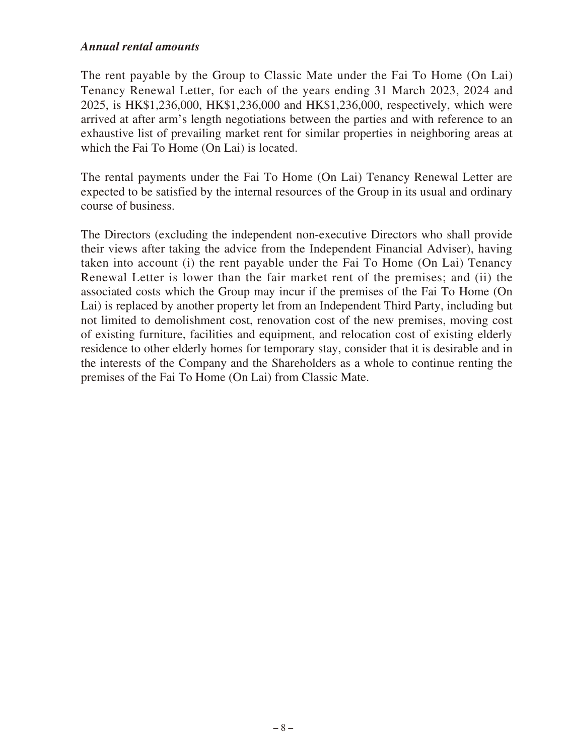***Annual rental amounts***

The rent payable by the Group to Classic Mate under the Fai To Home (On Lai) Tenancy Renewal Letter, for each of the years ending 31 March 2023, 2024 and 2025, is HK$1,236,000, HK$1,236,000 and HK$1,236,000, respectively, which were arrived at after arm's length negotiations between the parties and with reference to an exhaustive list of prevailing market rent for similar properties in neighboring areas at which the Fai To Home (On Lai) is located.

The rental payments under the Fai To Home (On Lai) Tenancy Renewal Letter are expected to be satisfied by the internal resources of the Group in its usual and ordinary course of business.

The Directors (excluding the independent non-executive Directors who shall provide their views after taking the advice from the Independent Financial Adviser), having taken into account (i) the rent payable under the Fai To Home (On Lai) Tenancy Renewal Letter is lower than the fair market rent of the premises; and (ii) the associated costs which the Group may incur if the premises of the Fai To Home (On Lai) is replaced by another property let from an Independent Third Party, including but not limited to demolishment cost, renovation cost of the new premises, moving cost of existing furniture, facilities and equipment, and relocation cost of existing elderly residence to other elderly homes for temporary stay, consider that it is desirable and in the interests of the Company and the Shareholders as a whole to continue renting the premises of the Fai To Home (On Lai) from Classic Mate.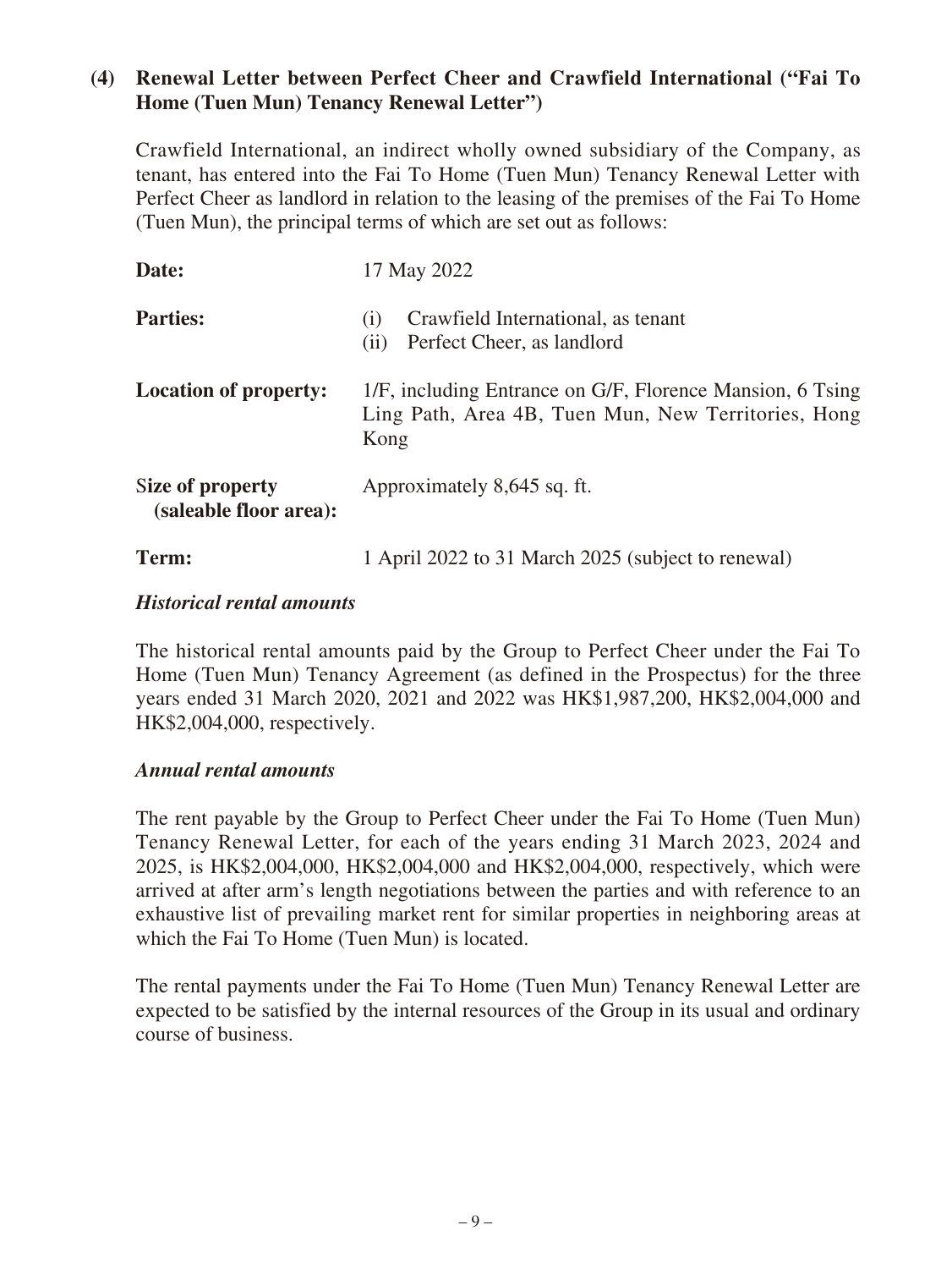**(4) Renewal Letter between Perfect Cheer and Crawfield International ("Fai To Home (Tuen Mun) Tenancy Renewal Letter")**

Crawfield International, an indirect wholly owned subsidiary of the Company, as tenant, has entered into the Fai To Home (Tuen Mun) Tenancy Renewal Letter with Perfect Cheer as landlord in relation to the leasing of the premises of the Fai To Home (Tuen Mun), the principal terms of which are set out as follows:

| | |
|---|---|
| **Date:** | 17 May 2022 |
| **Parties:** | (i) Crawfield International, as tenant<br>(ii) Perfect Cheer, as landlord |
| **Location of property:** | 1/F, including Entrance on G/F, Florence Mansion, 6 Tsing Ling Path, Area 4B, Tuen Mun, New Territories, Hong Kong |
| **Size of property (saleable floor area):** | Approximately 8,645 sq. ft. |
| **Term:** | 1 April 2022 to 31 March 2025 (subject to renewal) |

***Historical rental amounts***

The historical rental amounts paid by the Group to Perfect Cheer under the Fai To Home (Tuen Mun) Tenancy Agreement (as defined in the Prospectus) for the three years ended 31 March 2020, 2021 and 2022 was HK$1,987,200, HK$2,004,000 and HK$2,004,000, respectively.

***Annual rental amounts***

The rent payable by the Group to Perfect Cheer under the Fai To Home (Tuen Mun) Tenancy Renewal Letter, for each of the years ending 31 March 2023, 2024 and 2025, is HK$2,004,000, HK$2,004,000 and HK$2,004,000, respectively, which were arrived at after arm's length negotiations between the parties and with reference to an exhaustive list of prevailing market rent for similar properties in neighboring areas at which the Fai To Home (Tuen Mun) is located.

The rental payments under the Fai To Home (Tuen Mun) Tenancy Renewal Letter are expected to be satisfied by the internal resources of the Group in its usual and ordinary course of business.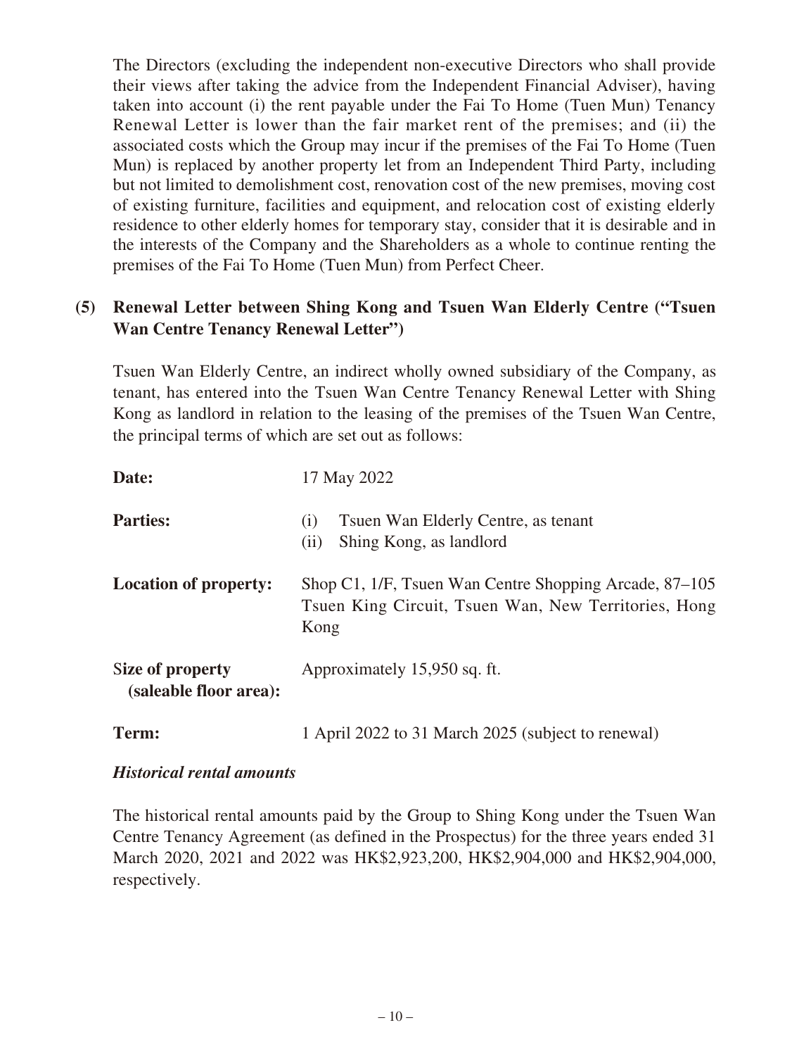The Directors (excluding the independent non-executive Directors who shall provide their views after taking the advice from the Independent Financial Adviser), having taken into account (i) the rent payable under the Fai To Home (Tuen Mun) Tenancy Renewal Letter is lower than the fair market rent of the premises; and (ii) the associated costs which the Group may incur if the premises of the Fai To Home (Tuen Mun) is replaced by another property let from an Independent Third Party, including but not limited to demolishment cost, renovation cost of the new premises, moving cost of existing furniture, facilities and equipment, and relocation cost of existing elderly residence to other elderly homes for temporary stay, consider that it is desirable and in the interests of the Company and the Shareholders as a whole to continue renting the premises of the Fai To Home (Tuen Mun) from Perfect Cheer.

### (5) Renewal Letter between Shing Kong and Tsuen Wan Elderly Centre ("Tsuen Wan Centre Tenancy Renewal Letter")

Tsuen Wan Elderly Centre, an indirect wholly owned subsidiary of the Company, as tenant, has entered into the Tsuen Wan Centre Tenancy Renewal Letter with Shing Kong as landlord in relation to the leasing of the premises of the Tsuen Wan Centre, the principal terms of which are set out as follows:

| | |
|---|---|
| **Date:** | 17 May 2022 |
| **Parties:** | (i) Tsuen Wan Elderly Centre, as tenant<br>(ii) Shing Kong, as landlord |
| **Location of property:** | Shop C1, 1/F, Tsuen Wan Centre Shopping Arcade, 87–105 Tsuen King Circuit, Tsuen Wan, New Territories, Hong Kong |
| **Size of property (saleable floor area):** | Approximately 15,950 sq. ft. |
| **Term:** | 1 April 2022 to 31 March 2025 (subject to renewal) |

***Historical rental amounts***

The historical rental amounts paid by the Group to Shing Kong under the Tsuen Wan Centre Tenancy Agreement (as defined in the Prospectus) for the three years ended 31 March 2020, 2021 and 2022 was HK$2,923,200, HK$2,904,000 and HK$2,904,000, respectively.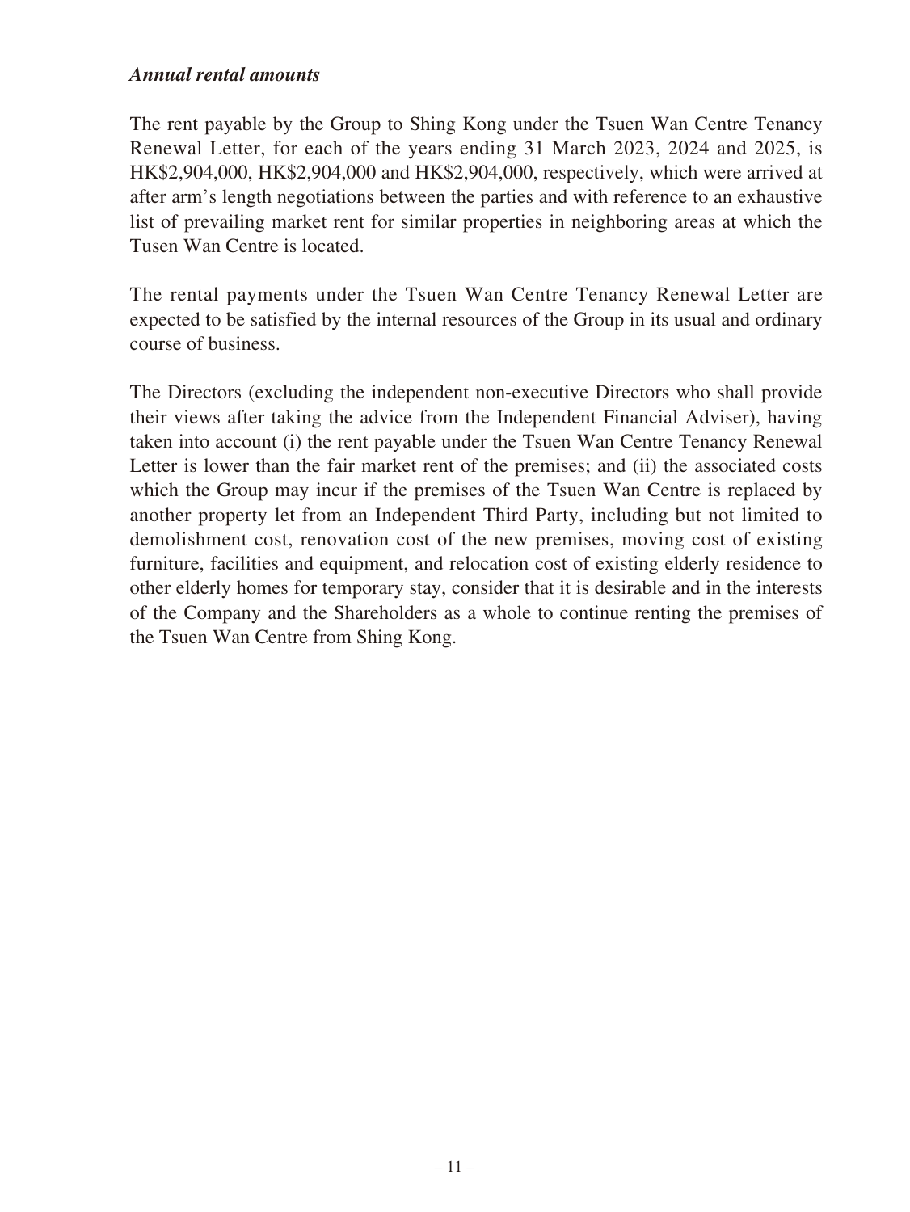***Annual rental amounts***

The rent payable by the Group to Shing Kong under the Tsuen Wan Centre Tenancy Renewal Letter, for each of the years ending 31 March 2023, 2024 and 2025, is HK$2,904,000, HK$2,904,000 and HK$2,904,000, respectively, which were arrived at after arm's length negotiations between the parties and with reference to an exhaustive list of prevailing market rent for similar properties in neighboring areas at which the Tusen Wan Centre is located.

The rental payments under the Tsuen Wan Centre Tenancy Renewal Letter are expected to be satisfied by the internal resources of the Group in its usual and ordinary course of business.

The Directors (excluding the independent non-executive Directors who shall provide their views after taking the advice from the Independent Financial Adviser), having taken into account (i) the rent payable under the Tsuen Wan Centre Tenancy Renewal Letter is lower than the fair market rent of the premises; and (ii) the associated costs which the Group may incur if the premises of the Tsuen Wan Centre is replaced by another property let from an Independent Third Party, including but not limited to demolishment cost, renovation cost of the new premises, moving cost of existing furniture, facilities and equipment, and relocation cost of existing elderly residence to other elderly homes for temporary stay, consider that it is desirable and in the interests of the Company and the Shareholders as a whole to continue renting the premises of the Tsuen Wan Centre from Shing Kong.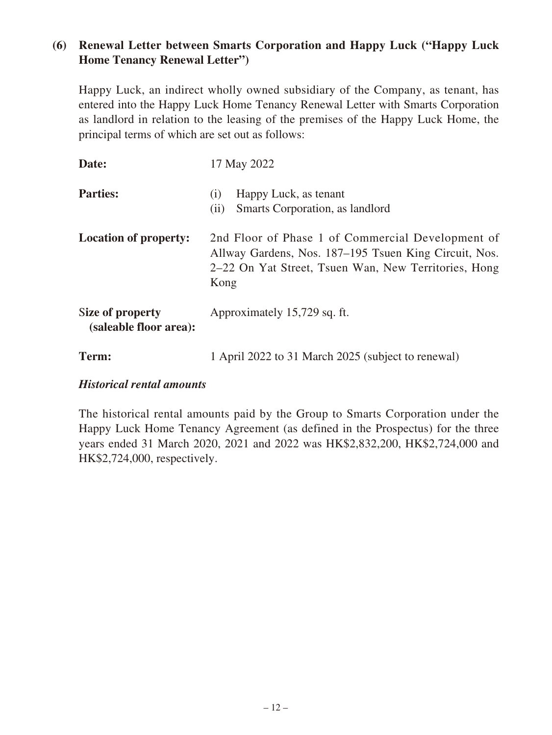### (6) Renewal Letter between Smarts Corporation and Happy Luck ("Happy Luck Home Tenancy Renewal Letter")

Happy Luck, an indirect wholly owned subsidiary of the Company, as tenant, has entered into the Happy Luck Home Tenancy Renewal Letter with Smarts Corporation as landlord in relation to the leasing of the premises of the Happy Luck Home, the principal terms of which are set out as follows:

| | |
|---|---|
| **Date:** | 17 May 2022 |
| **Parties:** | (i) Happy Luck, as tenant<br>(ii) Smarts Corporation, as landlord |
| **Location of property:** | 2nd Floor of Phase 1 of Commercial Development of Allway Gardens, Nos. 187–195 Tsuen King Circuit, Nos. 2–22 On Yat Street, Tsuen Wan, New Territories, Hong Kong |
| **Size of property (saleable floor area):** | Approximately 15,729 sq. ft. |
| **Term:** | 1 April 2022 to 31 March 2025 (subject to renewal) |

***Historical rental amounts***

The historical rental amounts paid by the Group to Smarts Corporation under the Happy Luck Home Tenancy Agreement (as defined in the Prospectus) for the three years ended 31 March 2020, 2021 and 2022 was HK$2,832,200, HK$2,724,000 and HK$2,724,000, respectively.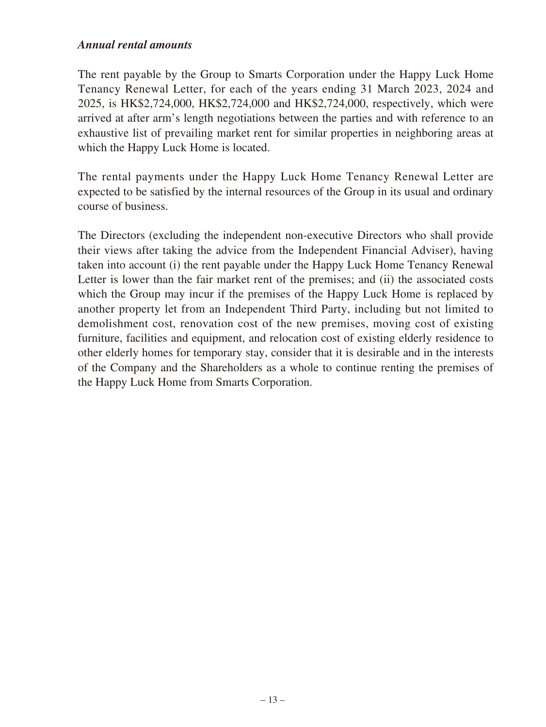***Annual rental amounts***

The rent payable by the Group to Smarts Corporation under the Happy Luck Home Tenancy Renewal Letter, for each of the years ending 31 March 2023, 2024 and 2025, is HK$2,724,000, HK$2,724,000 and HK$2,724,000, respectively, which were arrived at after arm's length negotiations between the parties and with reference to an exhaustive list of prevailing market rent for similar properties in neighboring areas at which the Happy Luck Home is located.

The rental payments under the Happy Luck Home Tenancy Renewal Letter are expected to be satisfied by the internal resources of the Group in its usual and ordinary course of business.

The Directors (excluding the independent non-executive Directors who shall provide their views after taking the advice from the Independent Financial Adviser), having taken into account (i) the rent payable under the Happy Luck Home Tenancy Renewal Letter is lower than the fair market rent of the premises; and (ii) the associated costs which the Group may incur if the premises of the Happy Luck Home is replaced by another property let from an Independent Third Party, including but not limited to demolishment cost, renovation cost of the new premises, moving cost of existing furniture, facilities and equipment, and relocation cost of existing elderly residence to other elderly homes for temporary stay, consider that it is desirable and in the interests of the Company and the Shareholders as a whole to continue renting the premises of the Happy Luck Home from Smarts Corporation.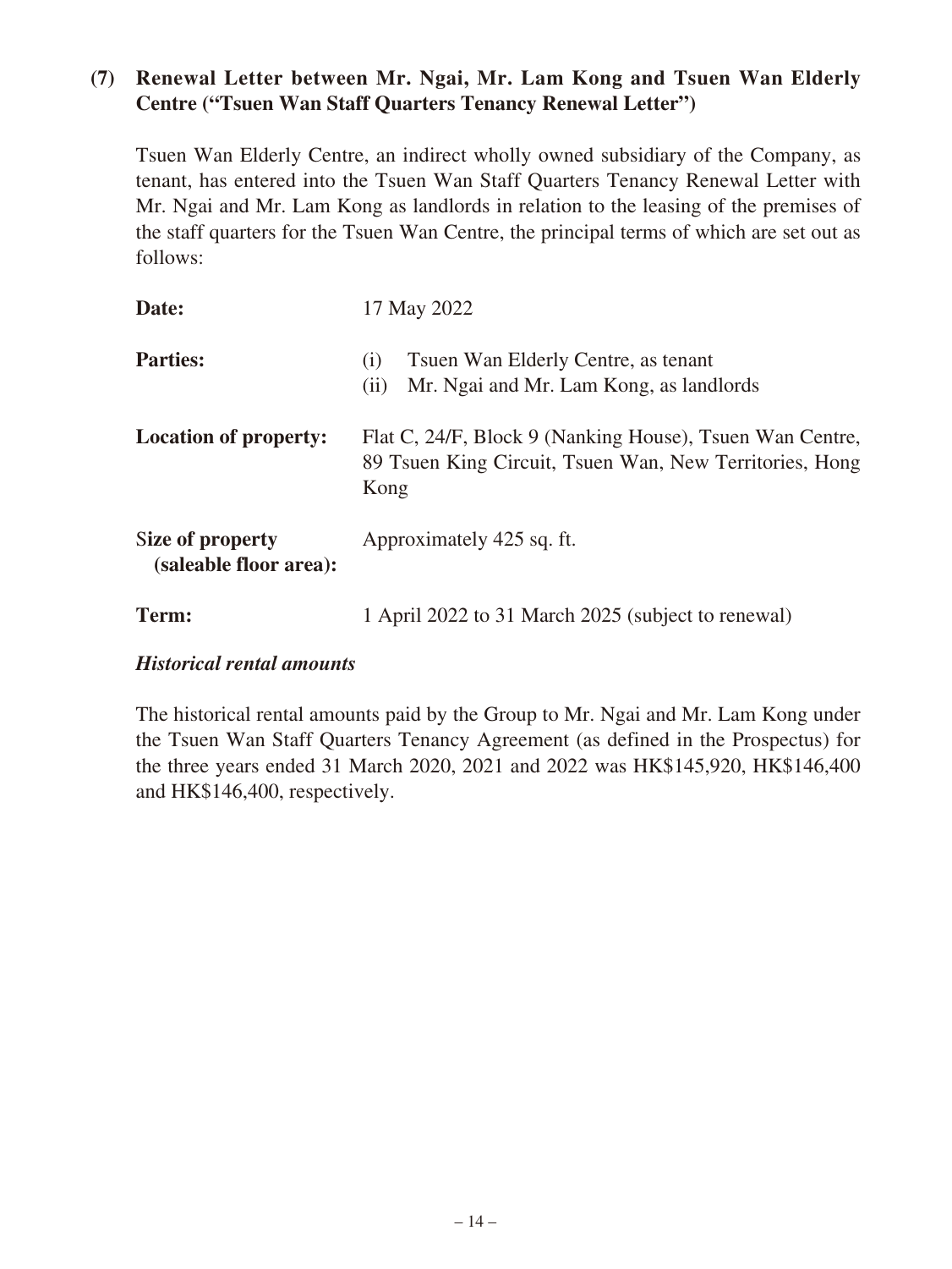### (7) Renewal Letter between Mr. Ngai, Mr. Lam Kong and Tsuen Wan Elderly Centre ("Tsuen Wan Staff Quarters Tenancy Renewal Letter")

Tsuen Wan Elderly Centre, an indirect wholly owned subsidiary of the Company, as tenant, has entered into the Tsuen Wan Staff Quarters Tenancy Renewal Letter with Mr. Ngai and Mr. Lam Kong as landlords in relation to the leasing of the premises of the staff quarters for the Tsuen Wan Centre, the principal terms of which are set out as follows:

| | |
|---|---|
| **Date:** | 17 May 2022 |
| **Parties:** | (i) Tsuen Wan Elderly Centre, as tenant<br>(ii) Mr. Ngai and Mr. Lam Kong, as landlords |
| **Location of property:** | Flat C, 24/F, Block 9 (Nanking House), Tsuen Wan Centre, 89 Tsuen King Circuit, Tsuen Wan, New Territories, Hong Kong |
| **Size of property (saleable floor area):** | Approximately 425 sq. ft. |
| **Term:** | 1 April 2022 to 31 March 2025 (subject to renewal) |

***Historical rental amounts***

The historical rental amounts paid by the Group to Mr. Ngai and Mr. Lam Kong under the Tsuen Wan Staff Quarters Tenancy Agreement (as defined in the Prospectus) for the three years ended 31 March 2020, 2021 and 2022 was HK$145,920, HK$146,400 and HK$146,400, respectively.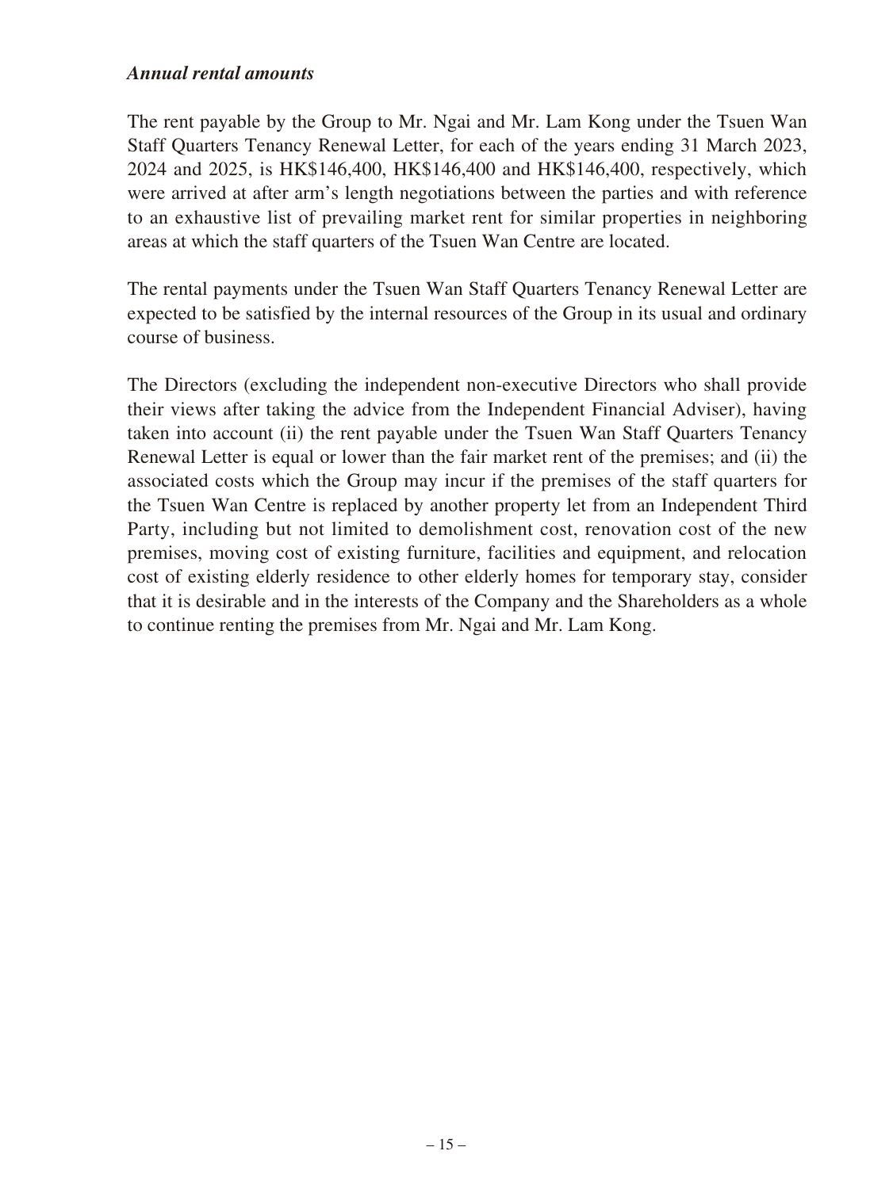*Annual rental amounts*

The rent payable by the Group to Mr. Ngai and Mr. Lam Kong under the Tsuen Wan Staff Quarters Tenancy Renewal Letter, for each of the years ending 31 March 2023, 2024 and 2025, is HK$146,400, HK$146,400 and HK$146,400, respectively, which were arrived at after arm's length negotiations between the parties and with reference to an exhaustive list of prevailing market rent for similar properties in neighboring areas at which the staff quarters of the Tsuen Wan Centre are located.

The rental payments under the Tsuen Wan Staff Quarters Tenancy Renewal Letter are expected to be satisfied by the internal resources of the Group in its usual and ordinary course of business.

The Directors (excluding the independent non-executive Directors who shall provide their views after taking the advice from the Independent Financial Adviser), having taken into account (ii) the rent payable under the Tsuen Wan Staff Quarters Tenancy Renewal Letter is equal or lower than the fair market rent of the premises; and (ii) the associated costs which the Group may incur if the premises of the staff quarters for the Tsuen Wan Centre is replaced by another property let from an Independent Third Party, including but not limited to demolishment cost, renovation cost of the new premises, moving cost of existing furniture, facilities and equipment, and relocation cost of existing elderly residence to other elderly homes for temporary stay, consider that it is desirable and in the interests of the Company and the Shareholders as a whole to continue renting the premises from Mr. Ngai and Mr. Lam Kong.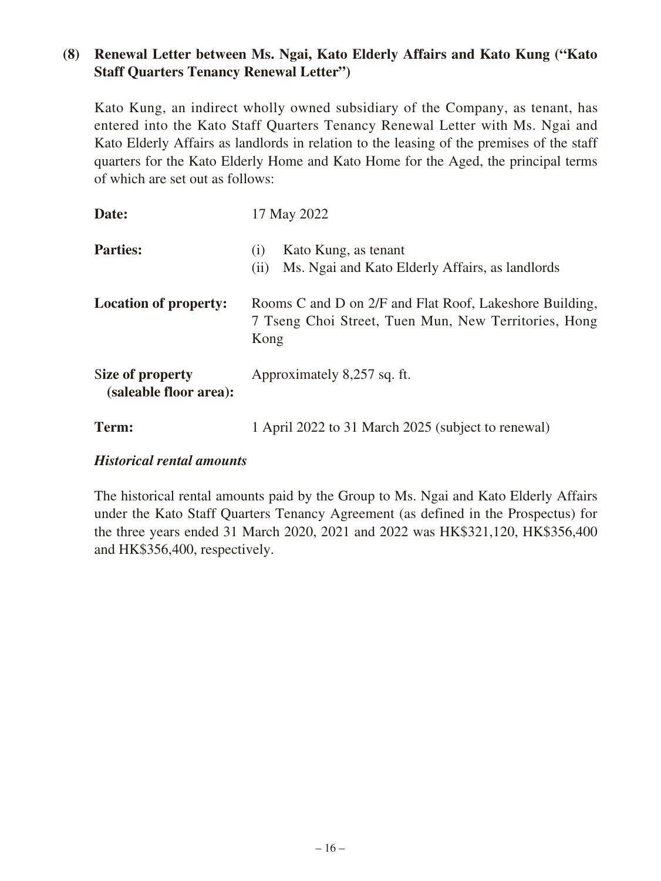**(8) Renewal Letter between Ms. Ngai, Kato Elderly Affairs and Kato Kung ("Kato Staff Quarters Tenancy Renewal Letter")**

Kato Kung, an indirect wholly owned subsidiary of the Company, as tenant, has entered into the Kato Staff Quarters Tenancy Renewal Letter with Ms. Ngai and Kato Elderly Affairs as landlords in relation to the leasing of the premises of the staff quarters for the Kato Elderly Home and Kato Home for the Aged, the principal terms of which are set out as follows:

| | |
|---|---|
| **Date:** | 17 May 2022 |
| **Parties:** | (i) Kato Kung, as tenant<br>(ii) Ms. Ngai and Kato Elderly Affairs, as landlords |
| **Location of property:** | Rooms C and D on 2/F and Flat Roof, Lakeshore Building, 7 Tseng Choi Street, Tuen Mun, New Territories, Hong Kong |
| **Size of property (saleable floor area):** | Approximately 8,257 sq. ft. |
| **Term:** | 1 April 2022 to 31 March 2025 (subject to renewal) |

***Historical rental amounts***

The historical rental amounts paid by the Group to Ms. Ngai and Kato Elderly Affairs under the Kato Staff Quarters Tenancy Agreement (as defined in the Prospectus) for the three years ended 31 March 2020, 2021 and 2022 was HK$321,120, HK$356,400 and HK$356,400, respectively.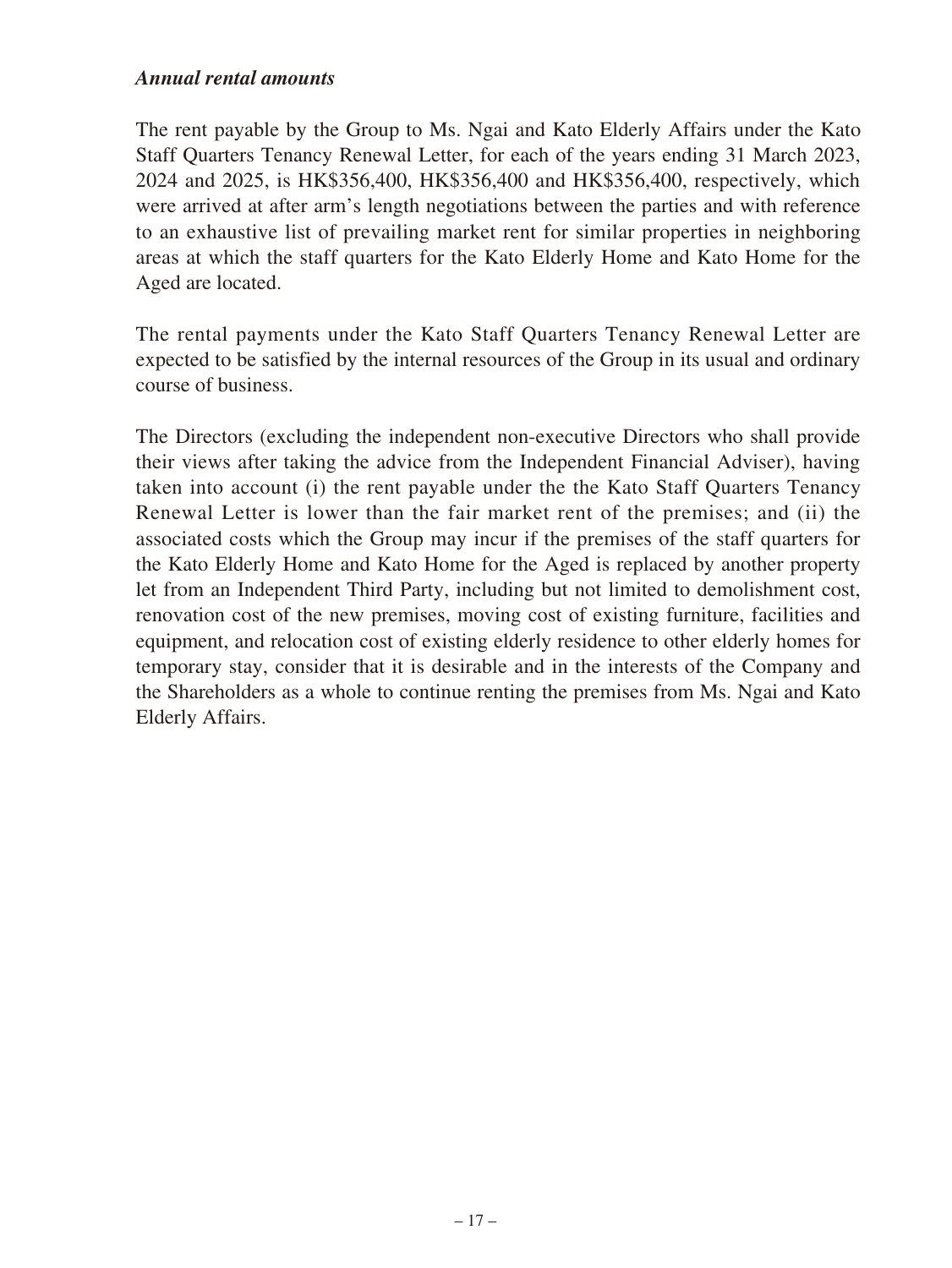***Annual rental amounts***

The rent payable by the Group to Ms. Ngai and Kato Elderly Affairs under the Kato Staff Quarters Tenancy Renewal Letter, for each of the years ending 31 March 2023, 2024 and 2025, is HK$356,400, HK$356,400 and HK$356,400, respectively, which were arrived at after arm's length negotiations between the parties and with reference to an exhaustive list of prevailing market rent for similar properties in neighboring areas at which the staff quarters for the Kato Elderly Home and Kato Home for the Aged are located.

The rental payments under the Kato Staff Quarters Tenancy Renewal Letter are expected to be satisfied by the internal resources of the Group in its usual and ordinary course of business.

The Directors (excluding the independent non-executive Directors who shall provide their views after taking the advice from the Independent Financial Adviser), having taken into account (i) the rent payable under the the Kato Staff Quarters Tenancy Renewal Letter is lower than the fair market rent of the premises; and (ii) the associated costs which the Group may incur if the premises of the staff quarters for the Kato Elderly Home and Kato Home for the Aged is replaced by another property let from an Independent Third Party, including but not limited to demolishment cost, renovation cost of the new premises, moving cost of existing furniture, facilities and equipment, and relocation cost of existing elderly residence to other elderly homes for temporary stay, consider that it is desirable and in the interests of the Company and the Shareholders as a whole to continue renting the premises from Ms. Ngai and Kato Elderly Affairs.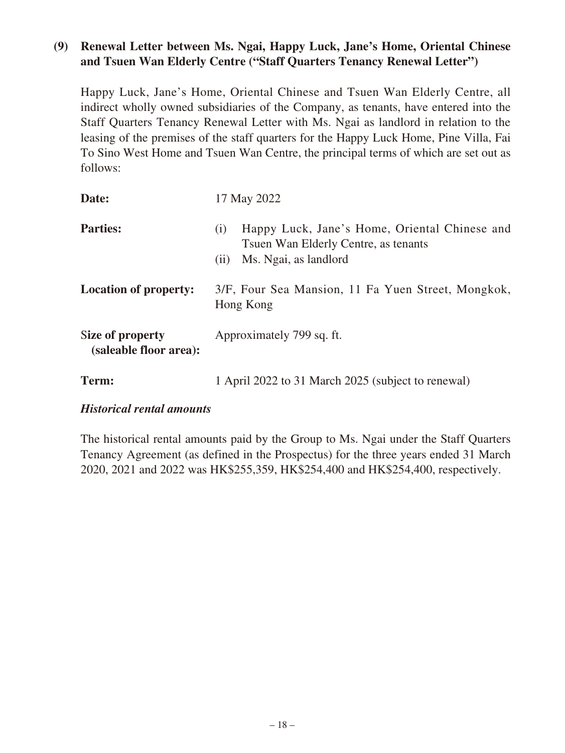### (9) Renewal Letter between Ms. Ngai, Happy Luck, Jane's Home, Oriental Chinese and Tsuen Wan Elderly Centre ("Staff Quarters Tenancy Renewal Letter")

Happy Luck, Jane's Home, Oriental Chinese and Tsuen Wan Elderly Centre, all indirect wholly owned subsidiaries of the Company, as tenants, have entered into the Staff Quarters Tenancy Renewal Letter with Ms. Ngai as landlord in relation to the leasing of the premises of the staff quarters for the Happy Luck Home, Pine Villa, Fai To Sino West Home and Tsuen Wan Centre, the principal terms of which are set out as follows:

| | |
|---|---|
| **Date:** | 17 May 2022 |
| **Parties:** | (i) Happy Luck, Jane's Home, Oriental Chinese and Tsuen Wan Elderly Centre, as tenants<br>(ii) Ms. Ngai, as landlord |
| **Location of property:** | 3/F, Four Sea Mansion, 11 Fa Yuen Street, Mongkok, Hong Kong |
| **Size of property (saleable floor area):** | Approximately 799 sq. ft. |
| **Term:** | 1 April 2022 to 31 March 2025 (subject to renewal) |

***Historical rental amounts***

The historical rental amounts paid by the Group to Ms. Ngai under the Staff Quarters Tenancy Agreement (as defined in the Prospectus) for the three years ended 31 March 2020, 2021 and 2022 was HK$255,359, HK$254,400 and HK$254,400, respectively.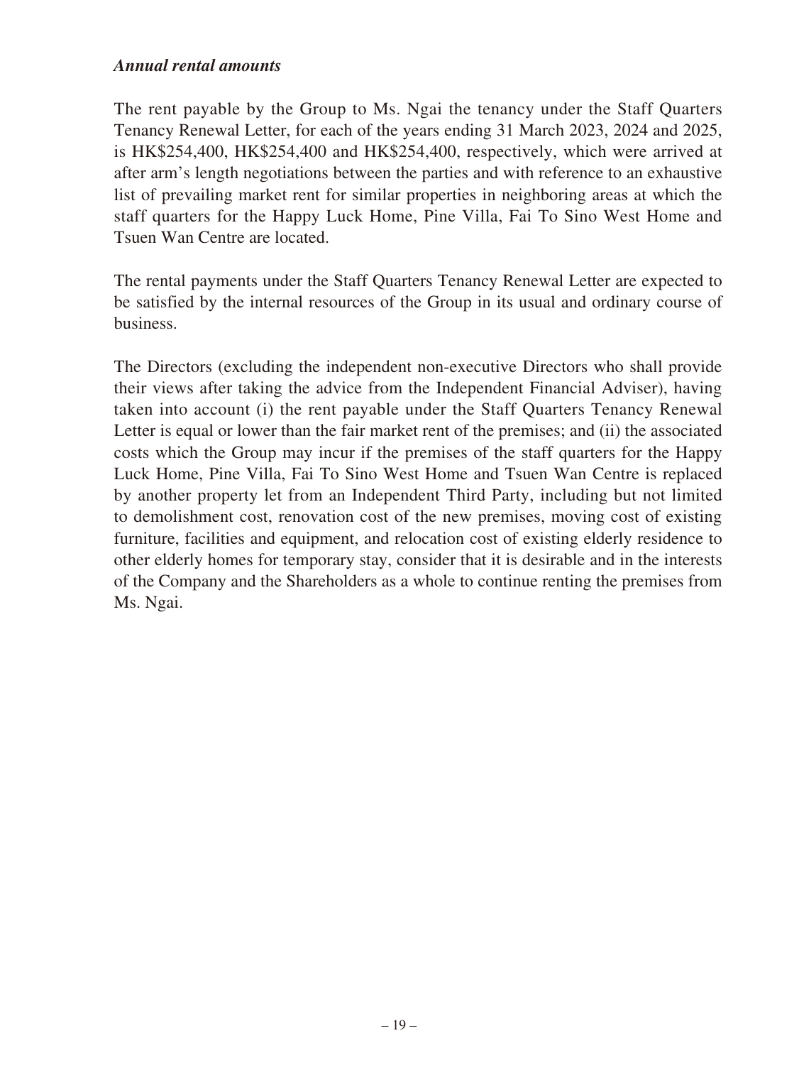***Annual rental amounts***

The rent payable by the Group to Ms. Ngai the tenancy under the Staff Quarters Tenancy Renewal Letter, for each of the years ending 31 March 2023, 2024 and 2025, is HK$254,400, HK$254,400 and HK$254,400, respectively, which were arrived at after arm's length negotiations between the parties and with reference to an exhaustive list of prevailing market rent for similar properties in neighboring areas at which the staff quarters for the Happy Luck Home, Pine Villa, Fai To Sino West Home and Tsuen Wan Centre are located.

The rental payments under the Staff Quarters Tenancy Renewal Letter are expected to be satisfied by the internal resources of the Group in its usual and ordinary course of business.

The Directors (excluding the independent non-executive Directors who shall provide their views after taking the advice from the Independent Financial Adviser), having taken into account (i) the rent payable under the Staff Quarters Tenancy Renewal Letter is equal or lower than the fair market rent of the premises; and (ii) the associated costs which the Group may incur if the premises of the staff quarters for the Happy Luck Home, Pine Villa, Fai To Sino West Home and Tsuen Wan Centre is replaced by another property let from an Independent Third Party, including but not limited to demolishment cost, renovation cost of the new premises, moving cost of existing furniture, facilities and equipment, and relocation cost of existing elderly residence to other elderly homes for temporary stay, consider that it is desirable and in the interests of the Company and the Shareholders as a whole to continue renting the premises from Ms. Ngai.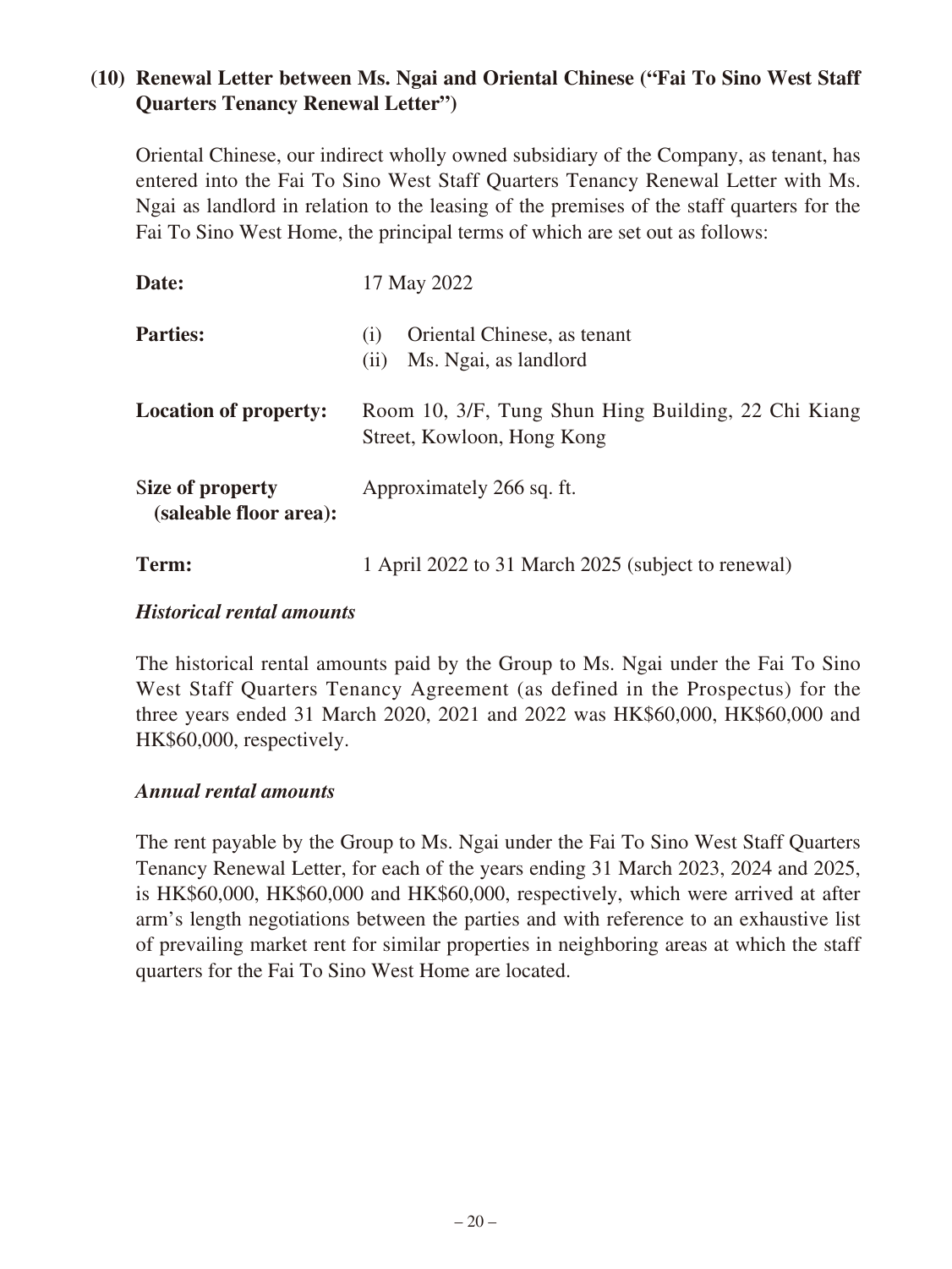### (10) Renewal Letter between Ms. Ngai and Oriental Chinese ("Fai To Sino West Staff Quarters Tenancy Renewal Letter")

Oriental Chinese, our indirect wholly owned subsidiary of the Company, as tenant, has entered into the Fai To Sino West Staff Quarters Tenancy Renewal Letter with Ms. Ngai as landlord in relation to the leasing of the premises of the staff quarters for the Fai To Sino West Home, the principal terms of which are set out as follows:

| | |
|---|---|
| **Date:** | 17 May 2022 |
| **Parties:** | (i) Oriental Chinese, as tenant<br>(ii) Ms. Ngai, as landlord |
| **Location of property:** | Room 10, 3/F, Tung Shun Hing Building, 22 Chi Kiang Street, Kowloon, Hong Kong |
| **Size of property (saleable floor area):** | Approximately 266 sq. ft. |
| **Term:** | 1 April 2022 to 31 March 2025 (subject to renewal) |

***Historical rental amounts***

The historical rental amounts paid by the Group to Ms. Ngai under the Fai To Sino West Staff Quarters Tenancy Agreement (as defined in the Prospectus) for the three years ended 31 March 2020, 2021 and 2022 was HK$60,000, HK$60,000 and HK$60,000, respectively.

***Annual rental amounts***

The rent payable by the Group to Ms. Ngai under the Fai To Sino West Staff Quarters Tenancy Renewal Letter, for each of the years ending 31 March 2023, 2024 and 2025, is HK$60,000, HK$60,000 and HK$60,000, respectively, which were arrived at after arm's length negotiations between the parties and with reference to an exhaustive list of prevailing market rent for similar properties in neighboring areas at which the staff quarters for the Fai To Sino West Home are located.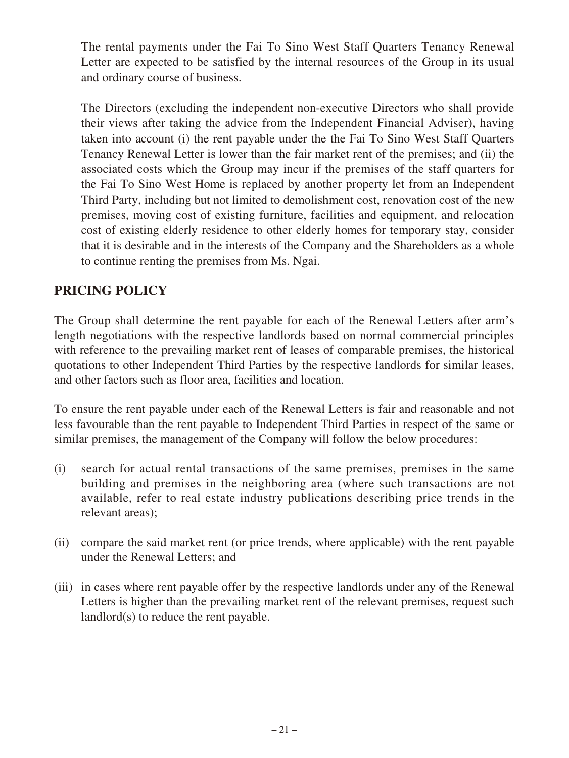The rental payments under the Fai To Sino West Staff Quarters Tenancy Renewal Letter are expected to be satisfied by the internal resources of the Group in its usual and ordinary course of business.

The Directors (excluding the independent non-executive Directors who shall provide their views after taking the advice from the Independent Financial Adviser), having taken into account (i) the rent payable under the the Fai To Sino West Staff Quarters Tenancy Renewal Letter is lower than the fair market rent of the premises; and (ii) the associated costs which the Group may incur if the premises of the staff quarters for the Fai To Sino West Home is replaced by another property let from an Independent Third Party, including but not limited to demolishment cost, renovation cost of the new premises, moving cost of existing furniture, facilities and equipment, and relocation cost of existing elderly residence to other elderly homes for temporary stay, consider that it is desirable and in the interests of the Company and the Shareholders as a whole to continue renting the premises from Ms. Ngai.

## PRICING POLICY

The Group shall determine the rent payable for each of the Renewal Letters after arm's length negotiations with the respective landlords based on normal commercial principles with reference to the prevailing market rent of leases of comparable premises, the historical quotations to other Independent Third Parties by the respective landlords for similar leases, and other factors such as floor area, facilities and location.

To ensure the rent payable under each of the Renewal Letters is fair and reasonable and not less favourable than the rent payable to Independent Third Parties in respect of the same or similar premises, the management of the Company will follow the below procedures:

(i) search for actual rental transactions of the same premises, premises in the same building and premises in the neighboring area (where such transactions are not available, refer to real estate industry publications describing price trends in the relevant areas);

(ii) compare the said market rent (or price trends, where applicable) with the rent payable under the Renewal Letters; and

(iii) in cases where rent payable offer by the respective landlords under any of the Renewal Letters is higher than the prevailing market rent of the relevant premises, request such landlord(s) to reduce the rent payable.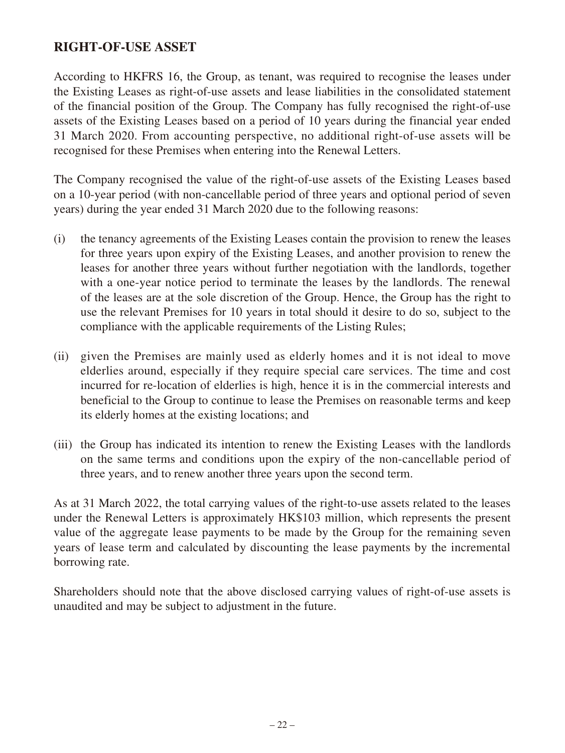## RIGHT-OF-USE ASSET

According to HKFRS 16, the Group, as tenant, was required to recognise the leases under the Existing Leases as right-of-use assets and lease liabilities in the consolidated statement of the financial position of the Group. The Company has fully recognised the right-of-use assets of the Existing Leases based on a period of 10 years during the financial year ended 31 March 2020. From accounting perspective, no additional right-of-use assets will be recognised for these Premises when entering into the Renewal Letters.

The Company recognised the value of the right-of-use assets of the Existing Leases based on a 10-year period (with non-cancellable period of three years and optional period of seven years) during the year ended 31 March 2020 due to the following reasons:

(i) the tenancy agreements of the Existing Leases contain the provision to renew the leases for three years upon expiry of the Existing Leases, and another provision to renew the leases for another three years without further negotiation with the landlords, together with a one-year notice period to terminate the leases by the landlords. The renewal of the leases are at the sole discretion of the Group. Hence, the Group has the right to use the relevant Premises for 10 years in total should it desire to do so, subject to the compliance with the applicable requirements of the Listing Rules;

(ii) given the Premises are mainly used as elderly homes and it is not ideal to move elderlies around, especially if they require special care services. The time and cost incurred for re-location of elderlies is high, hence it is in the commercial interests and beneficial to the Group to continue to lease the Premises on reasonable terms and keep its elderly homes at the existing locations; and

(iii) the Group has indicated its intention to renew the Existing Leases with the landlords on the same terms and conditions upon the expiry of the non-cancellable period of three years, and to renew another three years upon the second term.

As at 31 March 2022, the total carrying values of the right-to-use assets related to the leases under the Renewal Letters is approximately HK$103 million, which represents the present value of the aggregate lease payments to be made by the Group for the remaining seven years of lease term and calculated by discounting the lease payments by the incremental borrowing rate.

Shareholders should note that the above disclosed carrying values of right-of-use assets is unaudited and may be subject to adjustment in the future.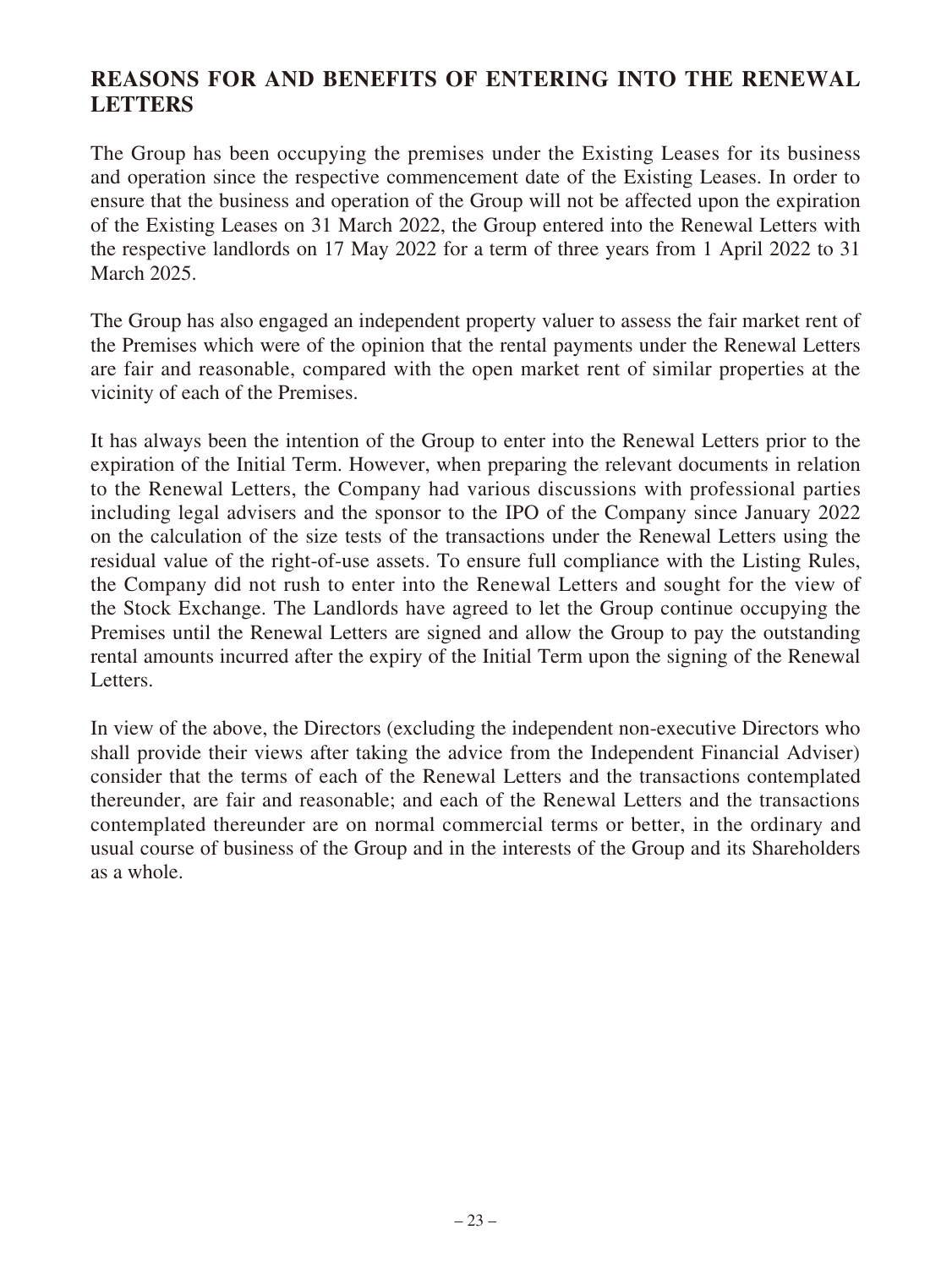## REASONS FOR AND BENEFITS OF ENTERING INTO THE RENEWAL LETTERS

The Group has been occupying the premises under the Existing Leases for its business and operation since the respective commencement date of the Existing Leases. In order to ensure that the business and operation of the Group will not be affected upon the expiration of the Existing Leases on 31 March 2022, the Group entered into the Renewal Letters with the respective landlords on 17 May 2022 for a term of three years from 1 April 2022 to 31 March 2025.

The Group has also engaged an independent property valuer to assess the fair market rent of the Premises which were of the opinion that the rental payments under the Renewal Letters are fair and reasonable, compared with the open market rent of similar properties at the vicinity of each of the Premises.

It has always been the intention of the Group to enter into the Renewal Letters prior to the expiration of the Initial Term. However, when preparing the relevant documents in relation to the Renewal Letters, the Company had various discussions with professional parties including legal advisers and the sponsor to the IPO of the Company since January 2022 on the calculation of the size tests of the transactions under the Renewal Letters using the residual value of the right-of-use assets. To ensure full compliance with the Listing Rules, the Company did not rush to enter into the Renewal Letters and sought for the view of the Stock Exchange. The Landlords have agreed to let the Group continue occupying the Premises until the Renewal Letters are signed and allow the Group to pay the outstanding rental amounts incurred after the expiry of the Initial Term upon the signing of the Renewal Letters.

In view of the above, the Directors (excluding the independent non-executive Directors who shall provide their views after taking the advice from the Independent Financial Adviser) consider that the terms of each of the Renewal Letters and the transactions contemplated thereunder, are fair and reasonable; and each of the Renewal Letters and the transactions contemplated thereunder are on normal commercial terms or better, in the ordinary and usual course of business of the Group and in the interests of the Group and its Shareholders as a whole.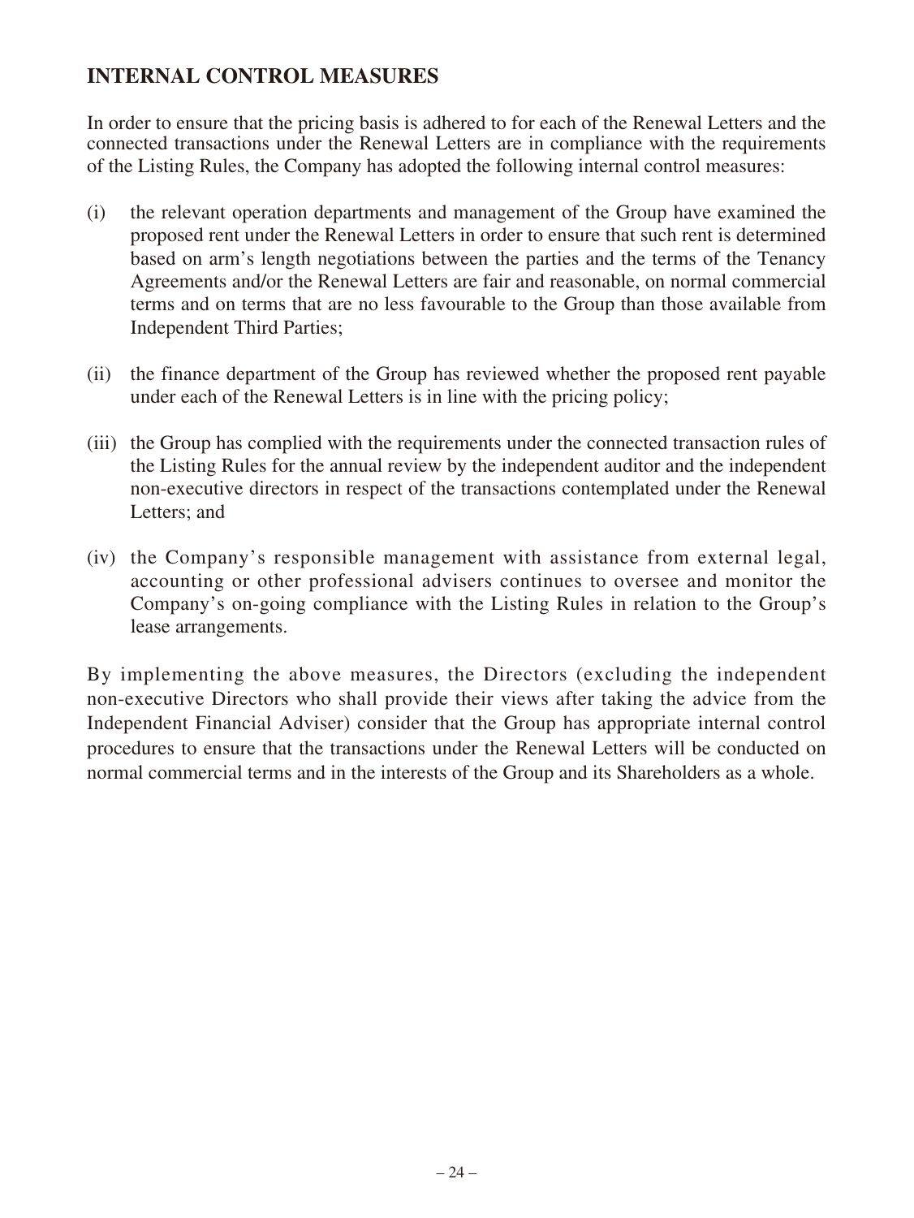## INTERNAL CONTROL MEASURES

In order to ensure that the pricing basis is adhered to for each of the Renewal Letters and the connected transactions under the Renewal Letters are in compliance with the requirements of the Listing Rules, the Company has adopted the following internal control measures:

(i) the relevant operation departments and management of the Group have examined the proposed rent under the Renewal Letters in order to ensure that such rent is determined based on arm's length negotiations between the parties and the terms of the Tenancy Agreements and/or the Renewal Letters are fair and reasonable, on normal commercial terms and on terms that are no less favourable to the Group than those available from Independent Third Parties;

(ii) the finance department of the Group has reviewed whether the proposed rent payable under each of the Renewal Letters is in line with the pricing policy;

(iii) the Group has complied with the requirements under the connected transaction rules of the Listing Rules for the annual review by the independent auditor and the independent non-executive directors in respect of the transactions contemplated under the Renewal Letters; and

(iv) the Company's responsible management with assistance from external legal, accounting or other professional advisers continues to oversee and monitor the Company's on-going compliance with the Listing Rules in relation to the Group's lease arrangements.

By implementing the above measures, the Directors (excluding the independent non-executive Directors who shall provide their views after taking the advice from the Independent Financial Adviser) consider that the Group has appropriate internal control procedures to ensure that the transactions under the Renewal Letters will be conducted on normal commercial terms and in the interests of the Group and its Shareholders as a whole.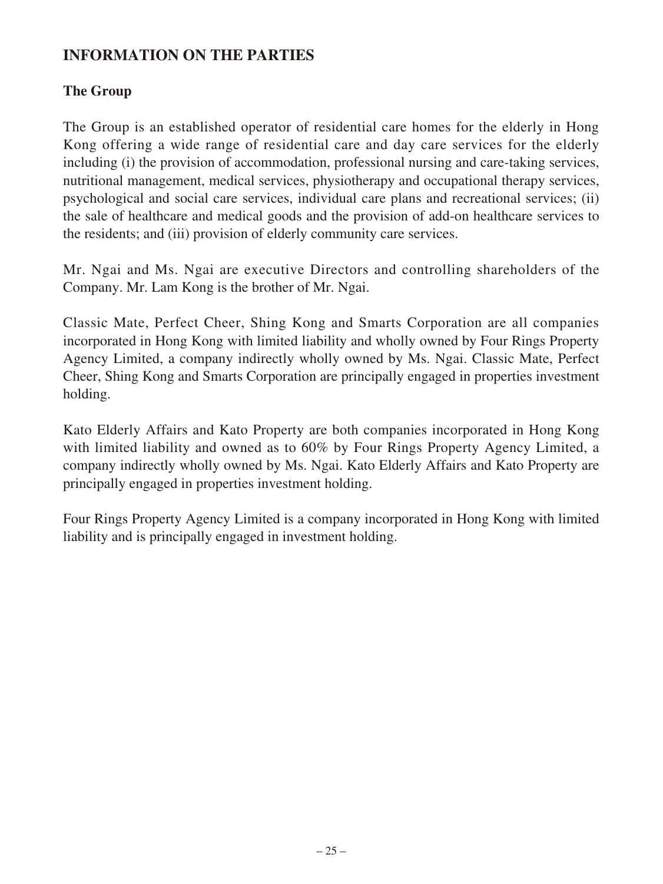## INFORMATION ON THE PARTIES

### The Group

The Group is an established operator of residential care homes for the elderly in Hong Kong offering a wide range of residential care and day care services for the elderly including (i) the provision of accommodation, professional nursing and care-taking services, nutritional management, medical services, physiotherapy and occupational therapy services, psychological and social care services, individual care plans and recreational services; (ii) the sale of healthcare and medical goods and the provision of add-on healthcare services to the residents; and (iii) provision of elderly community care services.

Mr. Ngai and Ms. Ngai are executive Directors and controlling shareholders of the Company. Mr. Lam Kong is the brother of Mr. Ngai.

Classic Mate, Perfect Cheer, Shing Kong and Smarts Corporation are all companies incorporated in Hong Kong with limited liability and wholly owned by Four Rings Property Agency Limited, a company indirectly wholly owned by Ms. Ngai. Classic Mate, Perfect Cheer, Shing Kong and Smarts Corporation are principally engaged in properties investment holding.

Kato Elderly Affairs and Kato Property are both companies incorporated in Hong Kong with limited liability and owned as to 60% by Four Rings Property Agency Limited, a company indirectly wholly owned by Ms. Ngai. Kato Elderly Affairs and Kato Property are principally engaged in properties investment holding.

Four Rings Property Agency Limited is a company incorporated in Hong Kong with limited liability and is principally engaged in investment holding.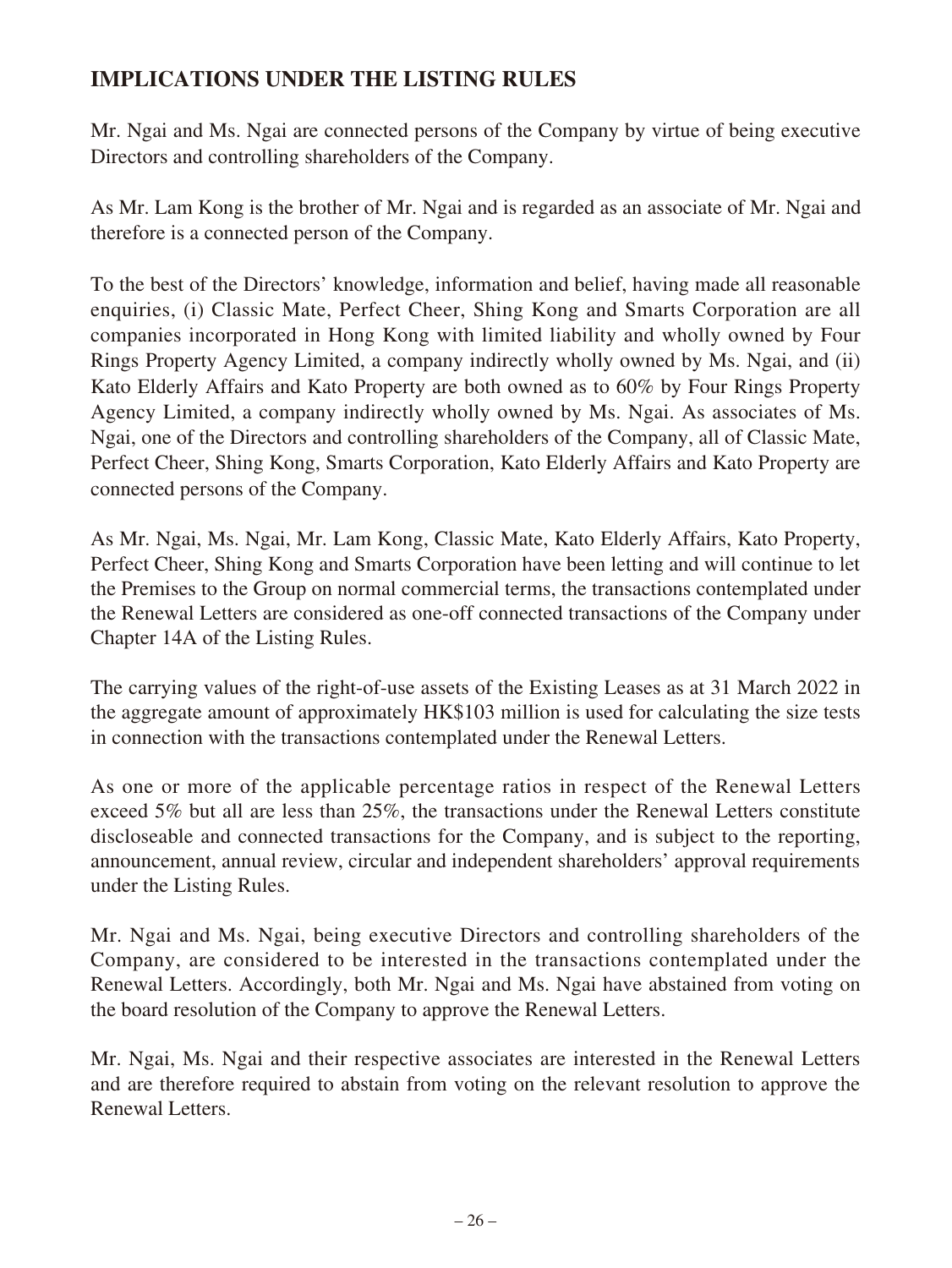## IMPLICATIONS UNDER THE LISTING RULES

Mr. Ngai and Ms. Ngai are connected persons of the Company by virtue of being executive Directors and controlling shareholders of the Company.

As Mr. Lam Kong is the brother of Mr. Ngai and is regarded as an associate of Mr. Ngai and therefore is a connected person of the Company.

To the best of the Directors' knowledge, information and belief, having made all reasonable enquiries, (i) Classic Mate, Perfect Cheer, Shing Kong and Smarts Corporation are all companies incorporated in Hong Kong with limited liability and wholly owned by Four Rings Property Agency Limited, a company indirectly wholly owned by Ms. Ngai, and (ii) Kato Elderly Affairs and Kato Property are both owned as to 60% by Four Rings Property Agency Limited, a company indirectly wholly owned by Ms. Ngai. As associates of Ms. Ngai, one of the Directors and controlling shareholders of the Company, all of Classic Mate, Perfect Cheer, Shing Kong, Smarts Corporation, Kato Elderly Affairs and Kato Property are connected persons of the Company.

As Mr. Ngai, Ms. Ngai, Mr. Lam Kong, Classic Mate, Kato Elderly Affairs, Kato Property, Perfect Cheer, Shing Kong and Smarts Corporation have been letting and will continue to let the Premises to the Group on normal commercial terms, the transactions contemplated under the Renewal Letters are considered as one-off connected transactions of the Company under Chapter 14A of the Listing Rules.

The carrying values of the right-of-use assets of the Existing Leases as at 31 March 2022 in the aggregate amount of approximately HK$103 million is used for calculating the size tests in connection with the transactions contemplated under the Renewal Letters.

As one or more of the applicable percentage ratios in respect of the Renewal Letters exceed 5% but all are less than 25%, the transactions under the Renewal Letters constitute discloseable and connected transactions for the Company, and is subject to the reporting, announcement, annual review, circular and independent shareholders' approval requirements under the Listing Rules.

Mr. Ngai and Ms. Ngai, being executive Directors and controlling shareholders of the Company, are considered to be interested in the transactions contemplated under the Renewal Letters. Accordingly, both Mr. Ngai and Ms. Ngai have abstained from voting on the board resolution of the Company to approve the Renewal Letters.

Mr. Ngai, Ms. Ngai and their respective associates are interested in the Renewal Letters and are therefore required to abstain from voting on the relevant resolution to approve the Renewal Letters.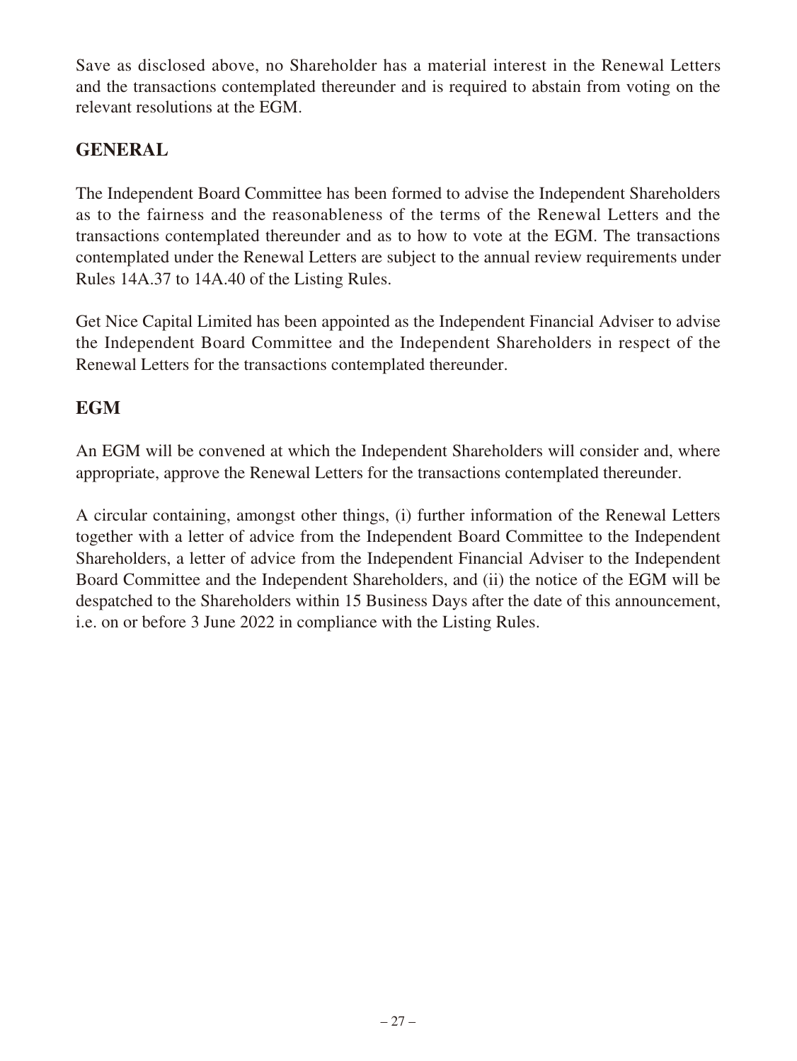Save as disclosed above, no Shareholder has a material interest in the Renewal Letters and the transactions contemplated thereunder and is required to abstain from voting on the relevant resolutions at the EGM.

## GENERAL

The Independent Board Committee has been formed to advise the Independent Shareholders as to the fairness and the reasonableness of the terms of the Renewal Letters and the transactions contemplated thereunder and as to how to vote at the EGM. The transactions contemplated under the Renewal Letters are subject to the annual review requirements under Rules 14A.37 to 14A.40 of the Listing Rules.

Get Nice Capital Limited has been appointed as the Independent Financial Adviser to advise the Independent Board Committee and the Independent Shareholders in respect of the Renewal Letters for the transactions contemplated thereunder.

## EGM

An EGM will be convened at which the Independent Shareholders will consider and, where appropriate, approve the Renewal Letters for the transactions contemplated thereunder.

A circular containing, amongst other things, (i) further information of the Renewal Letters together with a letter of advice from the Independent Board Committee to the Independent Shareholders, a letter of advice from the Independent Financial Adviser to the Independent Board Committee and the Independent Shareholders, and (ii) the notice of the EGM will be despatched to the Shareholders within 15 Business Days after the date of this announcement, i.e. on or before 3 June 2022 in compliance with the Listing Rules.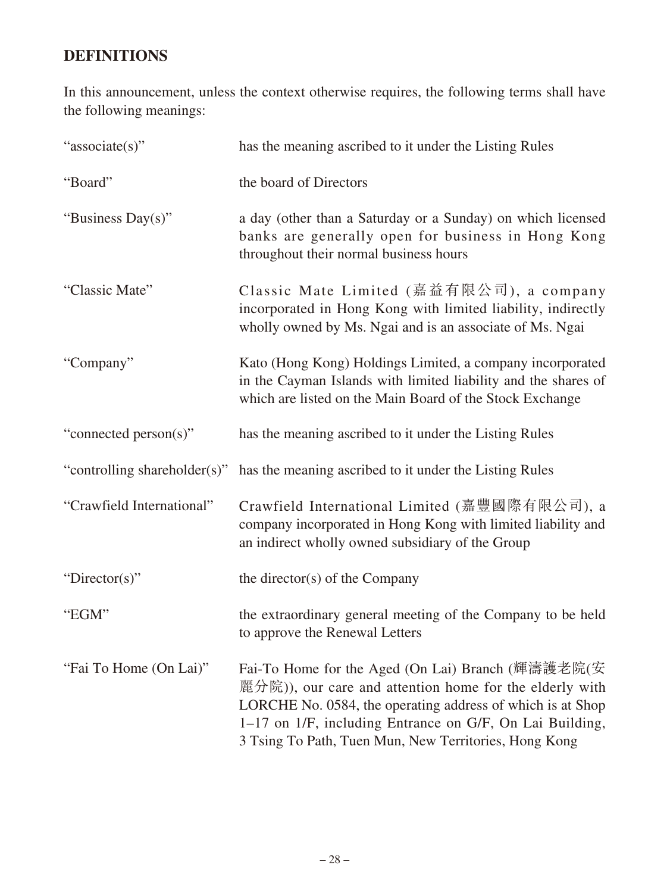## DEFINITIONS

In this announcement, unless the context otherwise requires, the following terms shall have the following meanings:

| | |
|---|---|
| "associate(s)" | has the meaning ascribed to it under the Listing Rules |
| "Board" | the board of Directors |
| "Business Day(s)" | a day (other than a Saturday or a Sunday) on which licensed banks are generally open for business in Hong Kong throughout their normal business hours |
| "Classic Mate" | Classic Mate Limited (嘉益有限公司), a company incorporated in Hong Kong with limited liability, indirectly wholly owned by Ms. Ngai and is an associate of Ms. Ngai |
| "Company" | Kato (Hong Kong) Holdings Limited, a company incorporated in the Cayman Islands with limited liability and the shares of which are listed on the Main Board of the Stock Exchange |
| "connected person(s)" | has the meaning ascribed to it under the Listing Rules |
| "controlling shareholder(s)" | has the meaning ascribed to it under the Listing Rules |
| "Crawfield International" | Crawfield International Limited (嘉豐國際有限公司), a company incorporated in Hong Kong with limited liability and an indirect wholly owned subsidiary of the Group |
| "Director(s)" | the director(s) of the Company |
| "EGM" | the extraordinary general meeting of the Company to be held to approve the Renewal Letters |
| "Fai To Home (On Lai)" | Fai-To Home for the Aged (On Lai) Branch (輝濤護老院(安麗分院)), our care and attention home for the elderly with LORCHE No. 0584, the operating address of which is at Shop 1–17 on 1/F, including Entrance on G/F, On Lai Building, 3 Tsing To Path, Tuen Mun, New Territories, Hong Kong |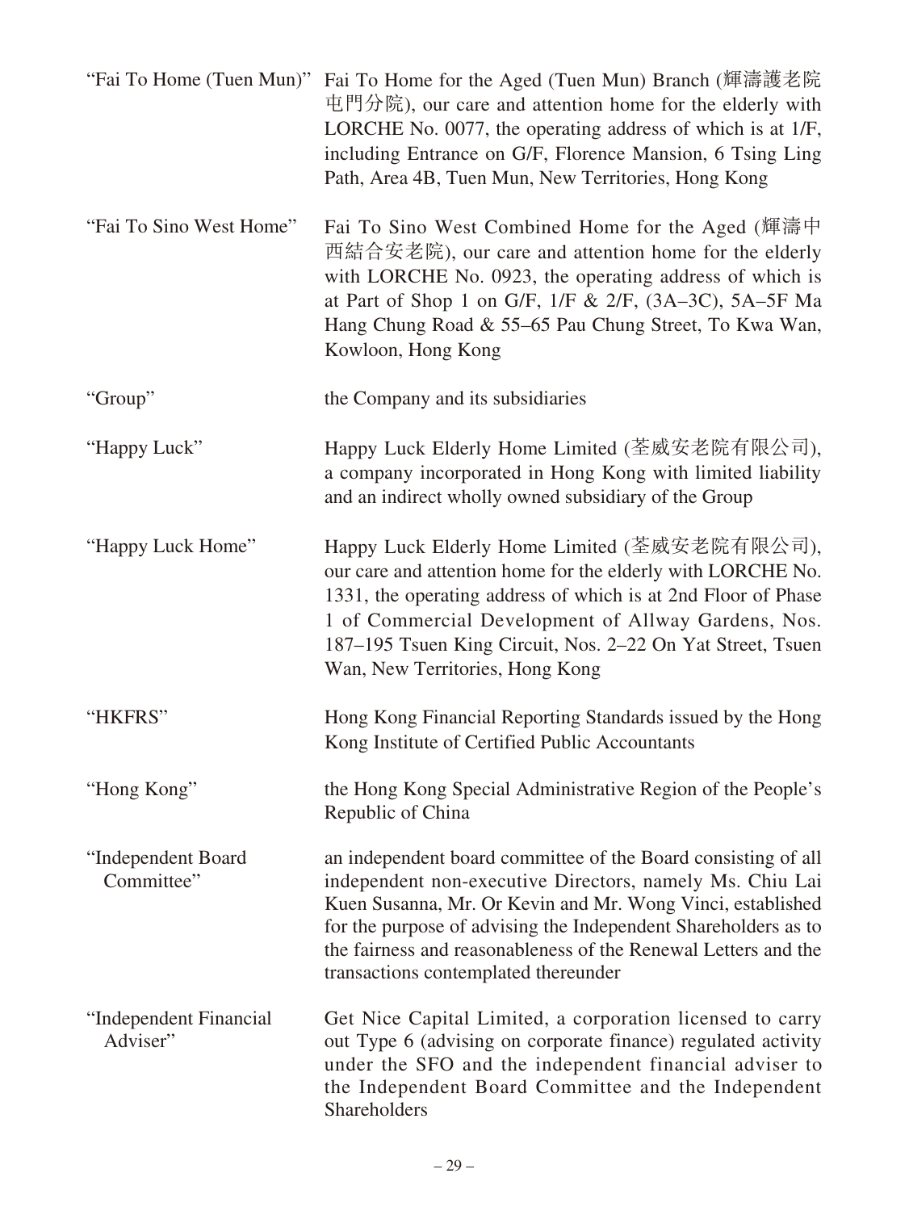| | |
|---|---|
| "Fai To Home (Tuen Mun)" | Fai To Home for the Aged (Tuen Mun) Branch (輝濤護老院屯門分院), our care and attention home for the elderly with LORCHE No. 0077, the operating address of which is at 1/F, including Entrance on G/F, Florence Mansion, 6 Tsing Ling Path, Area 4B, Tuen Mun, New Territories, Hong Kong |
| "Fai To Sino West Home" | Fai To Sino West Combined Home for the Aged (輝濤中西結合安老院), our care and attention home for the elderly with LORCHE No. 0923, the operating address of which is at Part of Shop 1 on G/F, 1/F & 2/F, (3A–3C), 5A–5F Ma Hang Chung Road & 55–65 Pau Chung Street, To Kwa Wan, Kowloon, Hong Kong |
| "Group" | the Company and its subsidiaries |
| "Happy Luck" | Happy Luck Elderly Home Limited (荃威安老院有限公司), a company incorporated in Hong Kong with limited liability and an indirect wholly owned subsidiary of the Group |
| "Happy Luck Home" | Happy Luck Elderly Home Limited (荃威安老院有限公司), our care and attention home for the elderly with LORCHE No. 1331, the operating address of which is at 2nd Floor of Phase 1 of Commercial Development of Allway Gardens, Nos. 187–195 Tsuen King Circuit, Nos. 2–22 On Yat Street, Tsuen Wan, New Territories, Hong Kong |
| "HKFRS" | Hong Kong Financial Reporting Standards issued by the Hong Kong Institute of Certified Public Accountants |
| "Hong Kong" | the Hong Kong Special Administrative Region of the People's Republic of China |
| "Independent Board Committee" | an independent board committee of the Board consisting of all independent non-executive Directors, namely Ms. Chiu Lai Kuen Susanna, Mr. Or Kevin and Mr. Wong Vinci, established for the purpose of advising the Independent Shareholders as to the fairness and reasonableness of the Renewal Letters and the transactions contemplated thereunder |
| "Independent Financial Adviser" | Get Nice Capital Limited, a corporation licensed to carry out Type 6 (advising on corporate finance) regulated activity under the SFO and the independent financial adviser to the Independent Board Committee and the Independent Shareholders |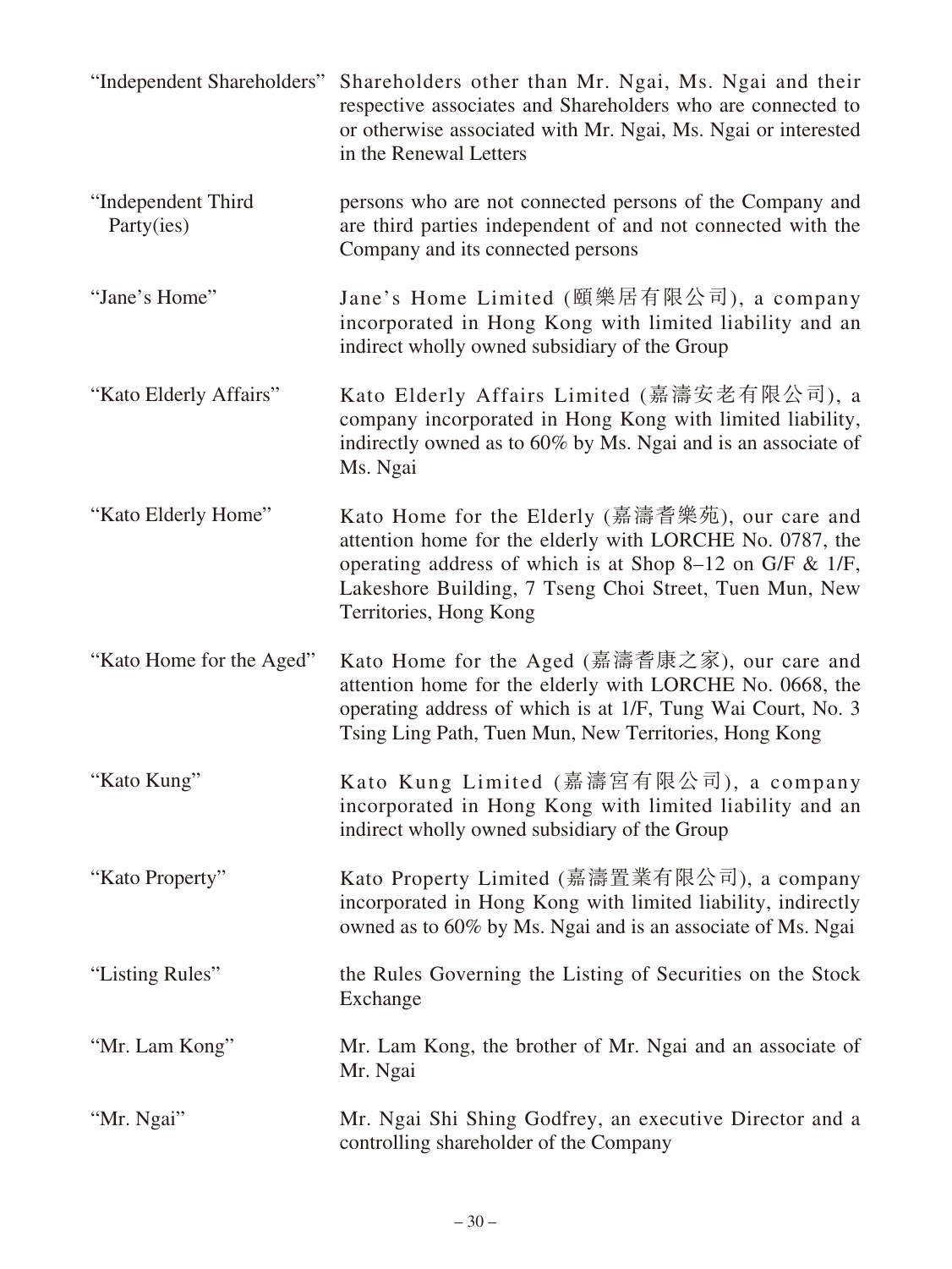| | |
|---|---|
| "Independent Shareholders" | Shareholders other than Mr. Ngai, Ms. Ngai and their respective associates and Shareholders who are connected to or otherwise associated with Mr. Ngai, Ms. Ngai or interested in the Renewal Letters |
| "Independent Third Party(ies) | persons who are not connected persons of the Company and are third parties independent of and not connected with the Company and its connected persons |
| "Jane's Home" | Jane's Home Limited (頤樂居有限公司), a company incorporated in Hong Kong with limited liability and an indirect wholly owned subsidiary of the Group |
| "Kato Elderly Affairs" | Kato Elderly Affairs Limited (嘉濤安老有限公司), a company incorporated in Hong Kong with limited liability, indirectly owned as to 60% by Ms. Ngai and is an associate of Ms. Ngai |
| "Kato Elderly Home" | Kato Home for the Elderly (嘉濤耆樂苑), our care and attention home for the elderly with LORCHE No. 0787, the operating address of which is at Shop 8–12 on G/F & 1/F, Lakeshore Building, 7 Tseng Choi Street, Tuen Mun, New Territories, Hong Kong |
| "Kato Home for the Aged" | Kato Home for the Aged (嘉濤耆康之家), our care and attention home for the elderly with LORCHE No. 0668, the operating address of which is at 1/F, Tung Wai Court, No. 3 Tsing Ling Path, Tuen Mun, New Territories, Hong Kong |
| "Kato Kung" | Kato Kung Limited (嘉濤宮有限公司), a company incorporated in Hong Kong with limited liability and an indirect wholly owned subsidiary of the Group |
| "Kato Property" | Kato Property Limited (嘉濤置業有限公司), a company incorporated in Hong Kong with limited liability, indirectly owned as to 60% by Ms. Ngai and is an associate of Ms. Ngai |
| "Listing Rules" | the Rules Governing the Listing of Securities on the Stock Exchange |
| "Mr. Lam Kong" | Mr. Lam Kong, the brother of Mr. Ngai and an associate of Mr. Ngai |
| "Mr. Ngai" | Mr. Ngai Shi Shing Godfrey, an executive Director and a controlling shareholder of the Company |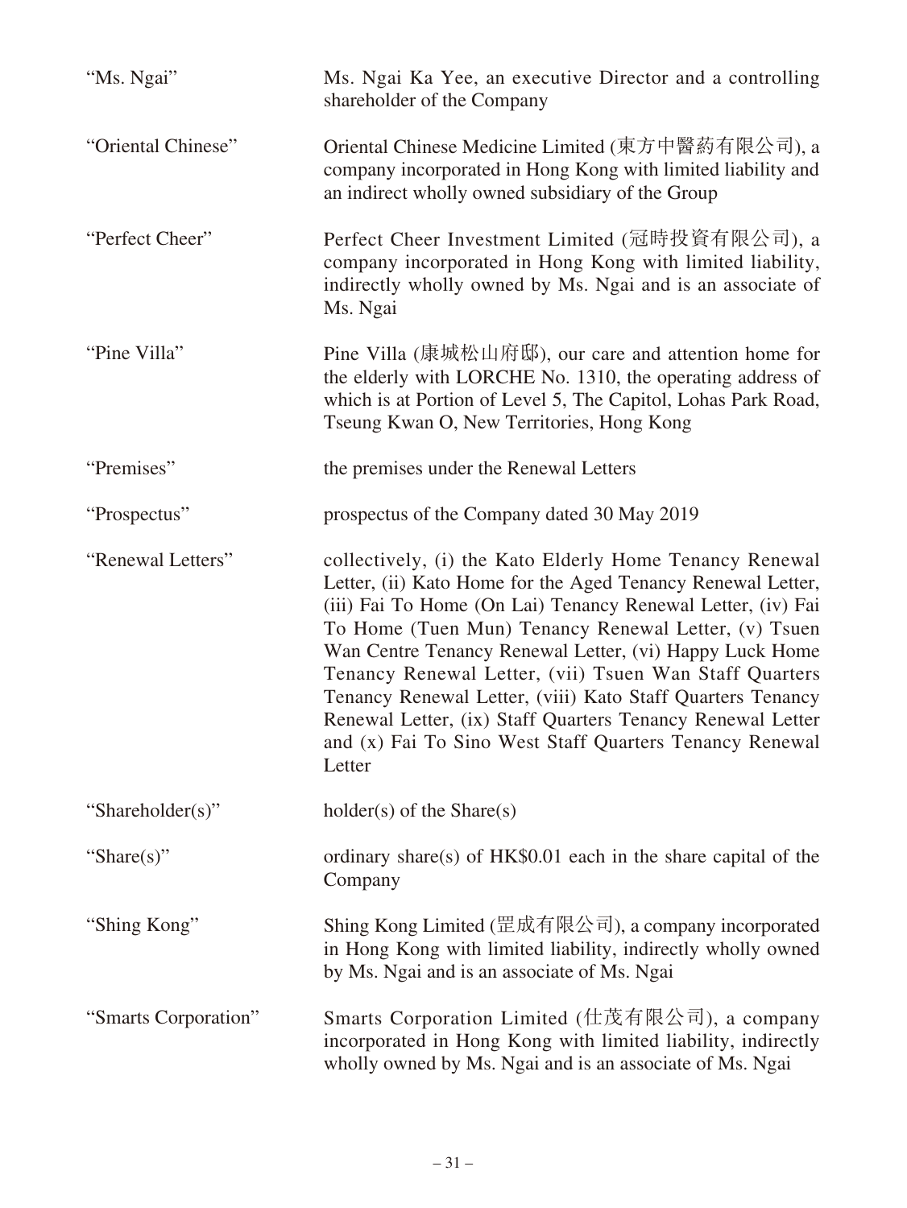| | |
|---|---|
| "Ms. Ngai" | Ms. Ngai Ka Yee, an executive Director and a controlling shareholder of the Company |
| "Oriental Chinese" | Oriental Chinese Medicine Limited (東方中醫葯有限公司), a company incorporated in Hong Kong with limited liability and an indirect wholly owned subsidiary of the Group |
| "Perfect Cheer" | Perfect Cheer Investment Limited (冠時投資有限公司), a company incorporated in Hong Kong with limited liability, indirectly wholly owned by Ms. Ngai and is an associate of Ms. Ngai |
| "Pine Villa" | Pine Villa (康城松山府邸), our care and attention home for the elderly with LORCHE No. 1310, the operating address of which is at Portion of Level 5, The Capitol, Lohas Park Road, Tseung Kwan O, New Territories, Hong Kong |
| "Premises" | the premises under the Renewal Letters |
| "Prospectus" | prospectus of the Company dated 30 May 2019 |
| "Renewal Letters" | collectively, (i) the Kato Elderly Home Tenancy Renewal Letter, (ii) Kato Home for the Aged Tenancy Renewal Letter, (iii) Fai To Home (On Lai) Tenancy Renewal Letter, (iv) Fai To Home (Tuen Mun) Tenancy Renewal Letter, (v) Tsuen Wan Centre Tenancy Renewal Letter, (vi) Happy Luck Home Tenancy Renewal Letter, (vii) Tsuen Wan Staff Quarters Tenancy Renewal Letter, (viii) Kato Staff Quarters Tenancy Renewal Letter, (ix) Staff Quarters Tenancy Renewal Letter and (x) Fai To Sino West Staff Quarters Tenancy Renewal Letter |
| "Shareholder(s)" | holder(s) of the Share(s) |
| "Share(s)" | ordinary share(s) of HK$0.01 each in the share capital of the Company |
| "Shing Kong" | Shing Kong Limited (罡成有限公司), a company incorporated in Hong Kong with limited liability, indirectly wholly owned by Ms. Ngai and is an associate of Ms. Ngai |
| "Smarts Corporation" | Smarts Corporation Limited (仕茂有限公司), a company incorporated in Hong Kong with limited liability, indirectly wholly owned by Ms. Ngai and is an associate of Ms. Ngai |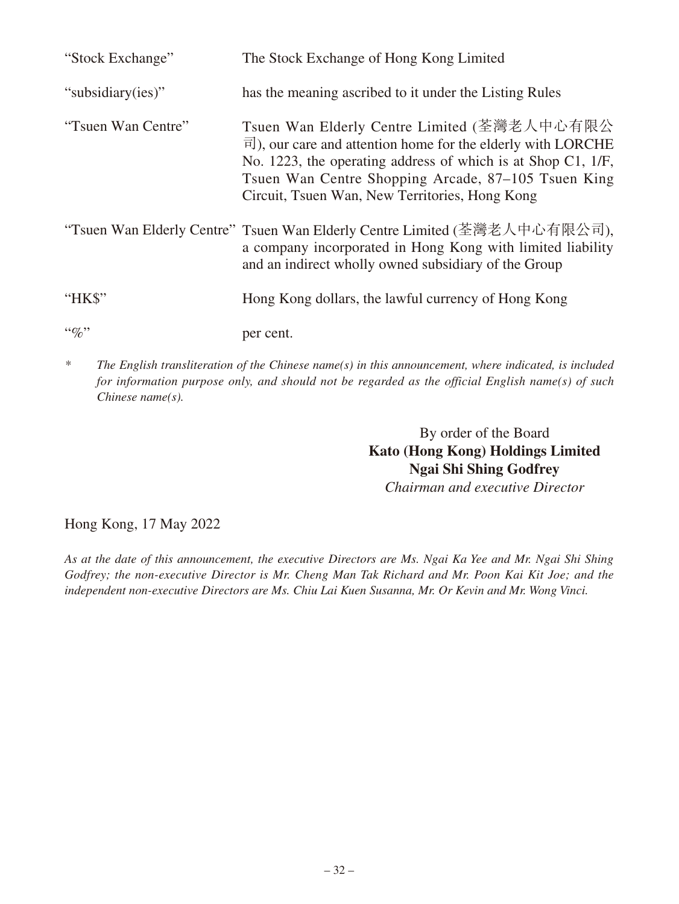| | |
|---|---|
| "Stock Exchange" | The Stock Exchange of Hong Kong Limited |
| "subsidiary(ies)" | has the meaning ascribed to it under the Listing Rules |
| "Tsuen Wan Centre" | Tsuen Wan Elderly Centre Limited (荃灣老人中心有限公司), our care and attention home for the elderly with LORCHE No. 1223, the operating address of which is at Shop C1, 1/F, Tsuen Wan Centre Shopping Arcade, 87–105 Tsuen King Circuit, Tsuen Wan, New Territories, Hong Kong |
| "Tsuen Wan Elderly Centre" | Tsuen Wan Elderly Centre Limited (荃灣老人中心有限公司), a company incorporated in Hong Kong with limited liability and an indirect wholly owned subsidiary of the Group |
| "HK$" | Hong Kong dollars, the lawful currency of Hong Kong |
| "%" | per cent. |

*\* The English transliteration of the Chinese name(s) in this announcement, where indicated, is included for information purpose only, and should not be regarded as the official English name(s) of such Chinese name(s).*

By order of the Board
**Kato (Hong Kong) Holdings Limited**
**Ngai Shi Shing Godfrey**
*Chairman and executive Director*

Hong Kong, 17 May 2022

*As at the date of this announcement, the executive Directors are Ms. Ngai Ka Yee and Mr. Ngai Shi Shing Godfrey; the non-executive Director is Mr. Cheng Man Tak Richard and Mr. Poon Kai Kit Joe; and the independent non-executive Directors are Ms. Chiu Lai Kuen Susanna, Mr. Or Kevin and Mr. Wong Vinci.*